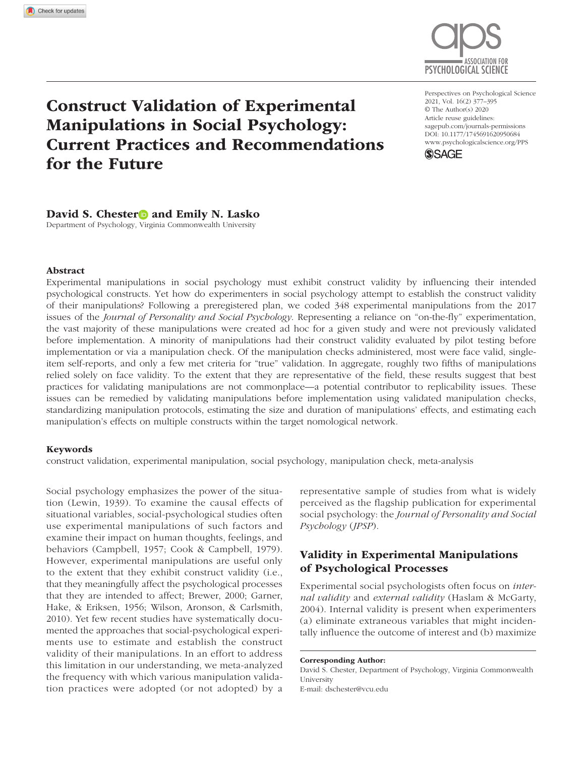# Construct Validation of Experimental Manipulations in Social Psychology: Current Practices and Recommendations for the Future

**David S. Chester and Emily N. Lasko**
Department of Psychology, Virginia Commonwealth University

### Abstract

Experimental manipulations in social psychology must exhibit construct validity by influencing their intended psychological constructs. Yet how do experimenters in social psychology attempt to establish the construct validity of their manipulations? Following a preregistered plan, we coded 348 experimental manipulations from the 2017 issues of the *Journal of Personality and Social Psychology*. Representing a reliance on "on-the-fly" experimentation, the vast majority of these manipulations were created ad hoc for a given study and were not previously validated before implementation. A minority of manipulations had their construct validity evaluated by pilot testing before implementation or via a manipulation check. Of the manipulation checks administered, most were face valid, single-item self-reports, and only a few met criteria for "true" validation. In aggregate, roughly two fifths of manipulations relied solely on face validity. To the extent that they are representative of the field, these results suggest that best practices for validating manipulations are not commonplace—a potential contributor to replicability issues. These issues can be remedied by validating manipulations before implementation using validated manipulation checks, standardizing manipulation protocols, estimating the size and duration of manipulations' effects, and estimating each manipulation's effects on multiple constructs within the target nomological network.

### Keywords

construct validation, experimental manipulation, social psychology, manipulation check, meta-analysis

Social psychology emphasizes the power of the situation (Lewin, 1939). To examine the causal effects of situational variables, social-psychological studies often use experimental manipulations of such factors and examine their impact on human thoughts, feelings, and behaviors (Campbell, 1957; Cook & Campbell, 1979). However, experimental manipulations are useful only to the extent that they exhibit construct validity (i.e., that they meaningfully affect the psychological processes that they are intended to affect; Brewer, 2000; Garner, Hake, & Eriksen, 1956; Wilson, Aronson, & Carlsmith, 2010). Yet few recent studies have systematically documented the approaches that social-psychological experiments use to estimate and establish the construct validity of their manipulations. In an effort to address this limitation in our understanding, we meta-analyzed the frequency with which various manipulation validation practices were adopted (or not adopted) by a representative sample of studies from what is widely perceived as the flagship publication for experimental social psychology: the *Journal of Personality and Social Psychology* (*JPSP*).

## Validity in Experimental Manipulations of Psychological Processes

Experimental social psychologists often focus on *internal validity* and *external validity* (Haslam & McGarty, 2004). Internal validity is present when experimenters (a) eliminate extraneous variables that might incidentally influence the outcome of interest and (b) maximize

**Corresponding Author:**
David S. Chester, Department of Psychology, Virginia Commonwealth University
E-mail: dschester@vcu.edu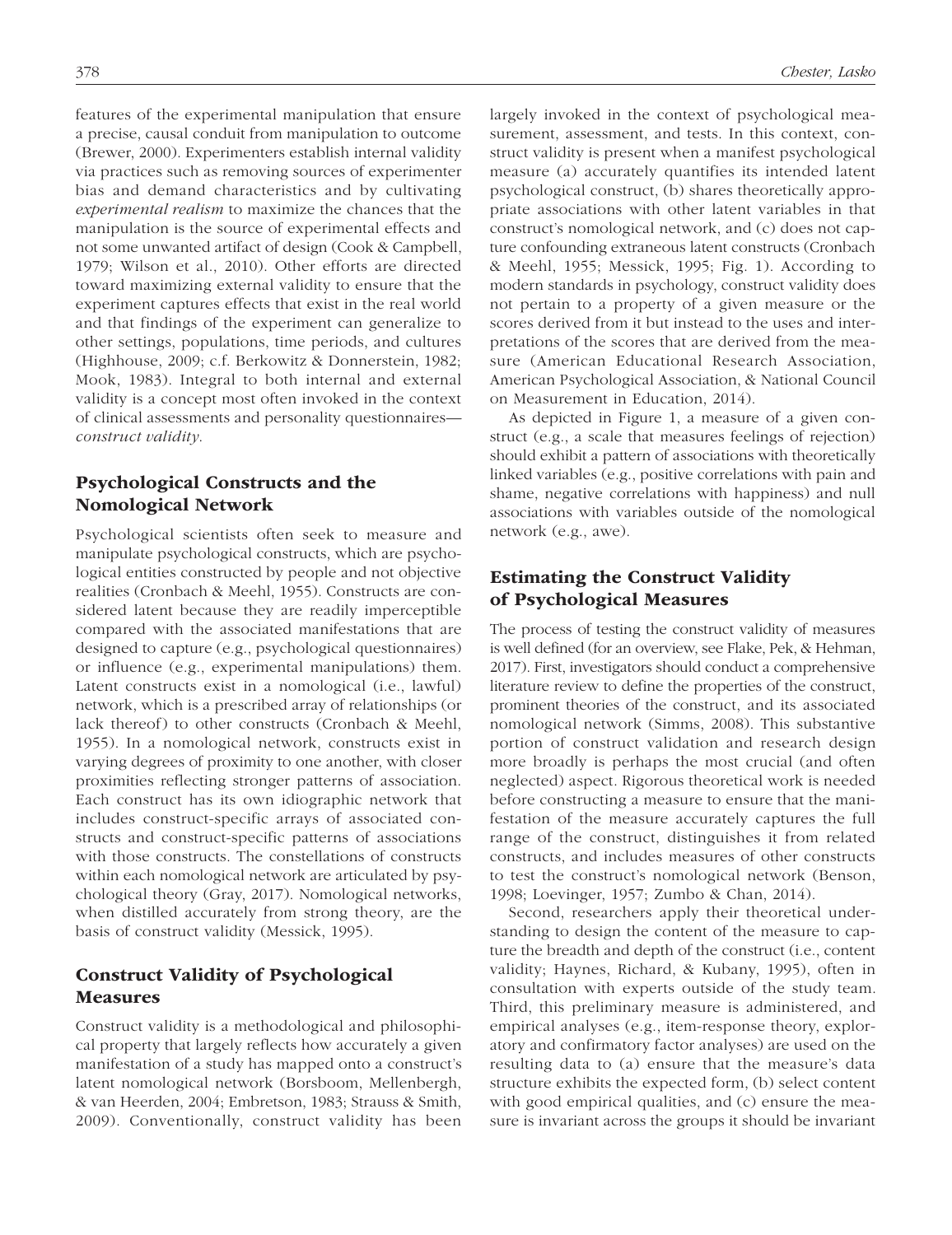features of the experimental manipulation that ensure a precise, causal conduit from manipulation to outcome (Brewer, 2000). Experimenters establish internal validity via practices such as removing sources of experimenter bias and demand characteristics and by cultivating *experimental realism* to maximize the chances that the manipulation is the source of experimental effects and not some unwanted artifact of design (Cook & Campbell, 1979; Wilson et al., 2010). Other efforts are directed toward maximizing external validity to ensure that the experiment captures effects that exist in the real world and that findings of the experiment can generalize to other settings, populations, time periods, and cultures (Highhouse, 2009; c.f. Berkowitz & Donnerstein, 1982; Mook, 1983). Integral to both internal and external validity is a concept most often invoked in the context of clinical assessments and personality questionnaires—*construct validity*.

## Psychological Constructs and the Nomological Network

Psychological scientists often seek to measure and manipulate psychological constructs, which are psychological entities constructed by people and not objective realities (Cronbach & Meehl, 1955). Constructs are considered latent because they are readily imperceptible compared with the associated manifestations that are designed to capture (e.g., psychological questionnaires) or influence (e.g., experimental manipulations) them. Latent constructs exist in a nomological (i.e., lawful) network, which is a prescribed array of relationships (or lack thereof) to other constructs (Cronbach & Meehl, 1955). In a nomological network, constructs exist in varying degrees of proximity to one another, with closer proximities reflecting stronger patterns of association. Each construct has its own idiographic network that includes construct-specific arrays of associated constructs and construct-specific patterns of associations with those constructs. The constellations of constructs within each nomological network are articulated by psychological theory (Gray, 2017). Nomological networks, when distilled accurately from strong theory, are the basis of construct validity (Messick, 1995).

## Construct Validity of Psychological Measures

Construct validity is a methodological and philosophical property that largely reflects how accurately a given manifestation of a study has mapped onto a construct's latent nomological network (Borsboom, Mellenbergh, & van Heerden, 2004; Embretson, 1983; Strauss & Smith, 2009). Conventionally, construct validity has been largely invoked in the context of psychological measurement, assessment, and tests. In this context, construct validity is present when a manifest psychological measure (a) accurately quantifies its intended latent psychological construct, (b) shares theoretically appropriate associations with other latent variables in that construct's nomological network, and (c) does not capture confounding extraneous latent constructs (Cronbach & Meehl, 1955; Messick, 1995; Fig. 1). According to modern standards in psychology, construct validity does not pertain to a property of a given measure or the scores derived from it but instead to the uses and interpretations of the scores that are derived from the measure (American Educational Research Association, American Psychological Association, & National Council on Measurement in Education, 2014).

As depicted in Figure 1, a measure of a given construct (e.g., a scale that measures feelings of rejection) should exhibit a pattern of associations with theoretically linked variables (e.g., positive correlations with pain and shame, negative correlations with happiness) and null associations with variables outside of the nomological network (e.g., awe).

## Estimating the Construct Validity of Psychological Measures

The process of testing the construct validity of measures is well defined (for an overview, see Flake, Pek, & Hehman, 2017). First, investigators should conduct a comprehensive literature review to define the properties of the construct, prominent theories of the construct, and its associated nomological network (Simms, 2008). This substantive portion of construct validation and research design more broadly is perhaps the most crucial (and often neglected) aspect. Rigorous theoretical work is needed before constructing a measure to ensure that the manifestation of the measure accurately captures the full range of the construct, distinguishes it from related constructs, and includes measures of other constructs to test the construct's nomological network (Benson, 1998; Loevinger, 1957; Zumbo & Chan, 2014).

Second, researchers apply their theoretical understanding to design the content of the measure to capture the breadth and depth of the construct (i.e., content validity; Haynes, Richard, & Kubany, 1995), often in consultation with experts outside of the study team. Third, this preliminary measure is administered, and empirical analyses (e.g., item-response theory, exploratory and confirmatory factor analyses) are used on the resulting data to (a) ensure that the measure's data structure exhibits the expected form, (b) select content with good empirical qualities, and (c) ensure the measure is invariant across the groups it should be invariant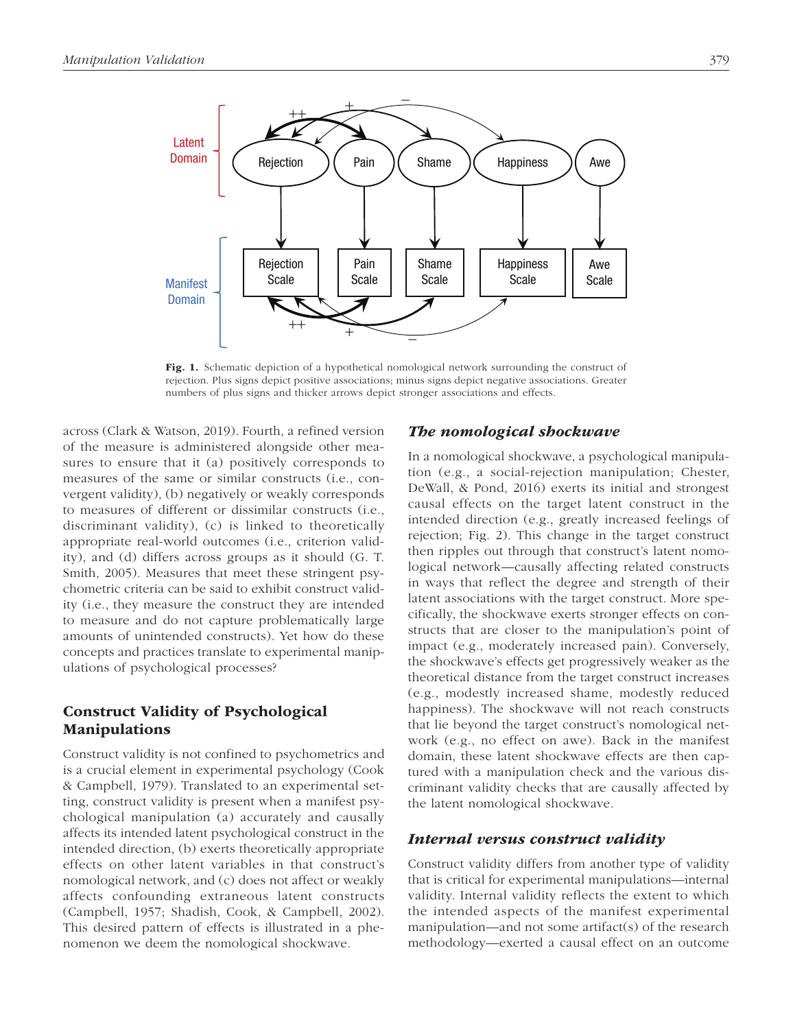Latent Domain

Rejection

Pain

Shame

Happiness

Awe

++

+

−

Manifest Domain

Rejection Scale

Pain Scale

Shame Scale

Happiness Scale

Awe Scale

++

+

−

**Fig. 1.** Schematic depiction of a hypothetical nomological network surrounding the construct of rejection. Plus signs depict positive associations; minus signs depict negative associations. Greater numbers of plus signs and thicker arrows depict stronger associations and effects.

across (Clark & Watson, 2019). Fourth, a refined version of the measure is administered alongside other measures to ensure that it (a) positively corresponds to measures of the same or similar constructs (i.e., convergent validity), (b) negatively or weakly corresponds to measures of different or dissimilar constructs (i.e., discriminant validity), (c) is linked to theoretically appropriate real-world outcomes (i.e., criterion validity), and (d) differs across groups as it should (G. T. Smith, 2005). Measures that meet these stringent psychometric criteria can be said to exhibit construct validity (i.e., they measure the construct they are intended to measure and do not capture problematically large amounts of unintended constructs). Yet how do these concepts and practices translate to experimental manipulations of psychological processes?

## Construct Validity of Psychological Manipulations

Construct validity is not confined to psychometrics and is a crucial element in experimental psychology (Cook & Campbell, 1979). Translated to an experimental setting, construct validity is present when a manifest psychological manipulation (a) accurately and causally affects its intended latent psychological construct in the intended direction, (b) exerts theoretically appropriate effects on other latent variables in that construct's nomological network, and (c) does not affect or weakly affects confounding extraneous latent constructs (Campbell, 1957; Shadish, Cook, & Campbell, 2002). This desired pattern of effects is illustrated in a phenomenon we deem the nomological shockwave.

### *The nomological shockwave*

In a nomological shockwave, a psychological manipulation (e.g., a social-rejection manipulation; Chester, DeWall, & Pond, 2016) exerts its initial and strongest causal effects on the target latent construct in the intended direction (e.g., greatly increased feelings of rejection; Fig. 2). This change in the target construct then ripples out through that construct's latent nomological network—causally affecting related constructs in ways that reflect the degree and strength of their latent associations with the target construct. More specifically, the shockwave exerts stronger effects on constructs that are closer to the manipulation's point of impact (e.g., moderately increased pain). Conversely, the shockwave's effects get progressively weaker as the theoretical distance from the target construct increases (e.g., modestly increased shame, modestly reduced happiness). The shockwave will not reach constructs that lie beyond the target construct's nomological network (e.g., no effect on awe). Back in the manifest domain, these latent shockwave effects are then captured with a manipulation check and the various discriminant validity checks that are causally affected by the latent nomological shockwave.

### *Internal versus construct validity*

Construct validity differs from another type of validity that is critical for experimental manipulations—internal validity. Internal validity reflects the extent to which the intended aspects of the manifest experimental manipulation—and not some artifact(s) of the research methodology—exerted a causal effect on an outcome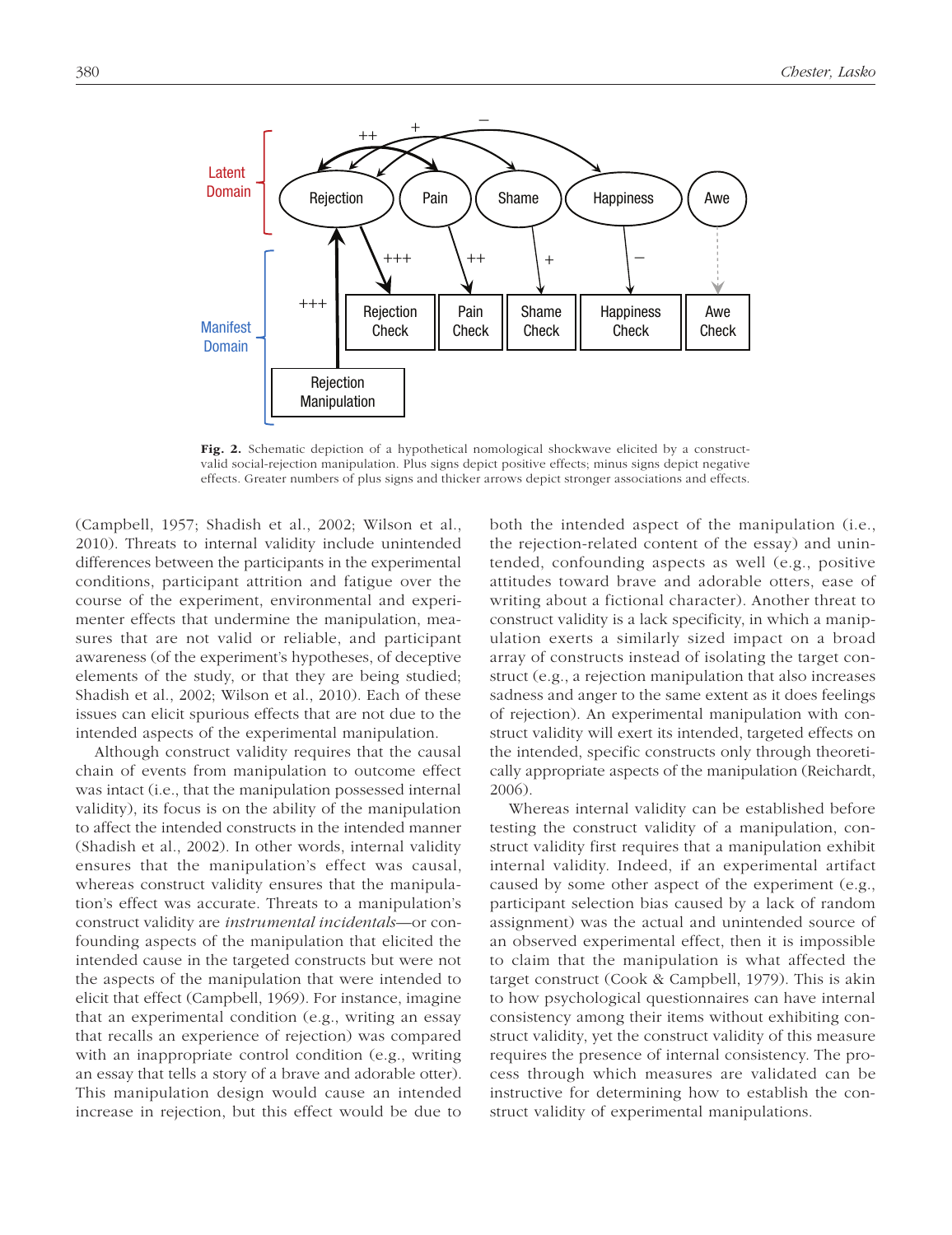Latent Domain

Rejection

Pain

Shame

Happiness

Awe

++

+

−

+++

++

+

−

Manifest Domain

+++

Rejection Check

Pain Check

Shame Check

Happiness Check

Awe Check

Rejection Manipulation

**Fig. 2.** Schematic depiction of a hypothetical nomological shockwave elicited by a construct-valid social-rejection manipulation. Plus signs depict positive effects; minus signs depict negative effects. Greater numbers of plus signs and thicker arrows depict stronger associations and effects.

(Campbell, 1957; Shadish et al., 2002; Wilson et al., 2010). Threats to internal validity include unintended differences between the participants in the experimental conditions, participant attrition and fatigue over the course of the experiment, environmental and experimenter effects that undermine the manipulation, measures that are not valid or reliable, and participant awareness (of the experiment's hypotheses, of deceptive elements of the study, or that they are being studied; Shadish et al., 2002; Wilson et al., 2010). Each of these issues can elicit spurious effects that are not due to the intended aspects of the experimental manipulation.

Although construct validity requires that the causal chain of events from manipulation to outcome effect was intact (i.e., that the manipulation possessed internal validity), its focus is on the ability of the manipulation to affect the intended constructs in the intended manner (Shadish et al., 2002). In other words, internal validity ensures that the manipulation's effect was causal, whereas construct validity ensures that the manipulation's effect was accurate. Threats to a manipulation's construct validity are *instrumental incidentals*—or confounding aspects of the manipulation that elicited the intended cause in the targeted constructs but were not the aspects of the manipulation that were intended to elicit that effect (Campbell, 1969). For instance, imagine that an experimental condition (e.g., writing an essay that recalls an experience of rejection) was compared with an inappropriate control condition (e.g., writing an essay that tells a story of a brave and adorable otter). This manipulation design would cause an intended increase in rejection, but this effect would be due to both the intended aspect of the manipulation (i.e., the rejection-related content of the essay) and unintended, confounding aspects as well (e.g., positive attitudes toward brave and adorable otters, ease of writing about a fictional character). Another threat to construct validity is a lack specificity, in which a manipulation exerts a similarly sized impact on a broad array of constructs instead of isolating the target construct (e.g., a rejection manipulation that also increases sadness and anger to the same extent as it does feelings of rejection). An experimental manipulation with construct validity will exert its intended, targeted effects on the intended, specific constructs only through theoretically appropriate aspects of the manipulation (Reichardt, 2006).

Whereas internal validity can be established before testing the construct validity of a manipulation, construct validity first requires that a manipulation exhibit internal validity. Indeed, if an experimental artifact caused by some other aspect of the experiment (e.g., participant selection bias caused by a lack of random assignment) was the actual and unintended source of an observed experimental effect, then it is impossible to claim that the manipulation is what affected the target construct (Cook & Campbell, 1979). This is akin to how psychological questionnaires can have internal consistency among their items without exhibiting construct validity, yet the construct validity of this measure requires the presence of internal consistency. The process through which measures are validated can be instructive for determining how to establish the construct validity of experimental manipulations.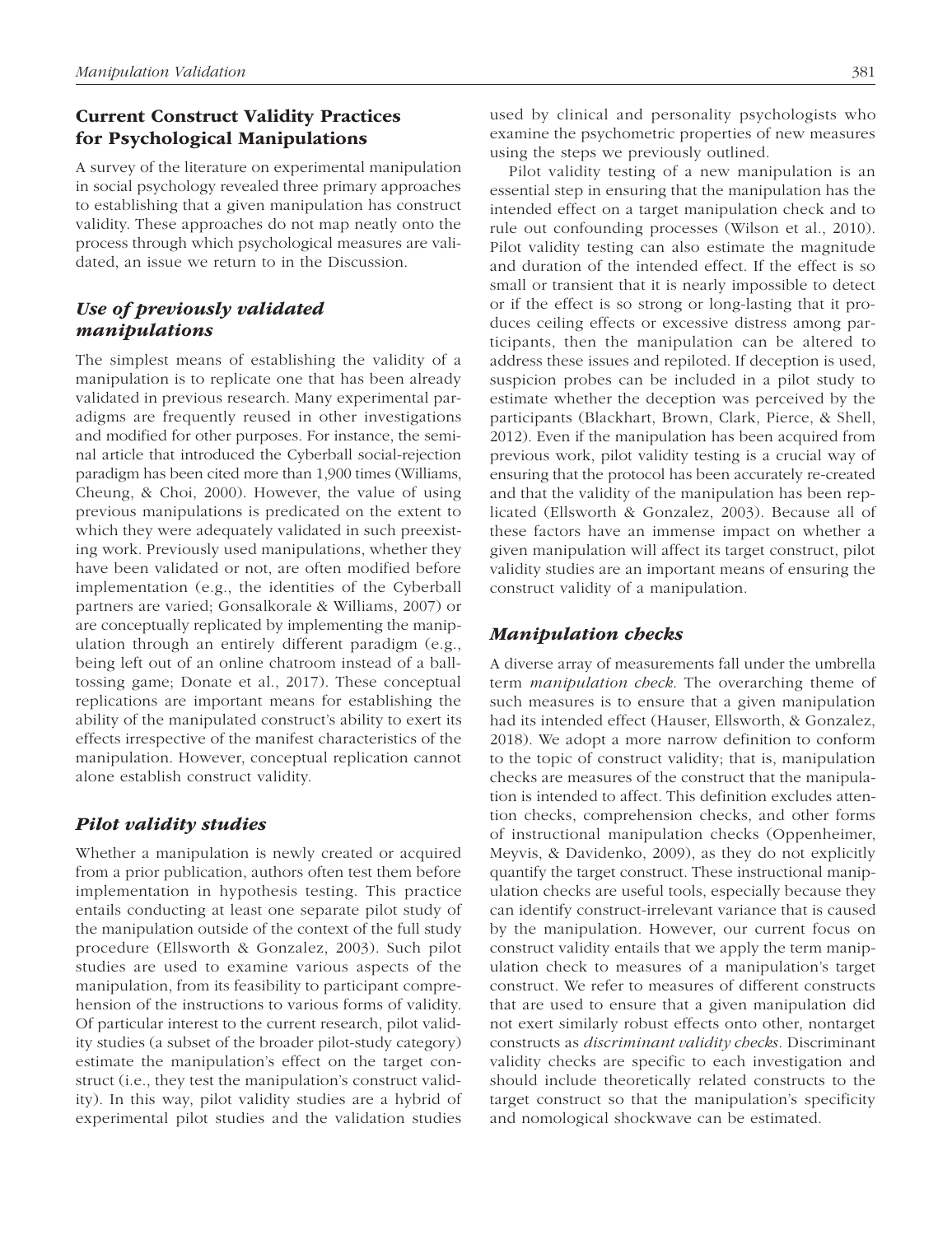## Current Construct Validity Practices for Psychological Manipulations

A survey of the literature on experimental manipulation in social psychology revealed three primary approaches to establishing that a given manipulation has construct validity. These approaches do not map neatly onto the process through which psychological measures are validated, an issue we return to in the Discussion.

### *Use of previously validated manipulations*

The simplest means of establishing the validity of a manipulation is to replicate one that has been already validated in previous research. Many experimental paradigms are frequently reused in other investigations and modified for other purposes. For instance, the seminal article that introduced the Cyberball social-rejection paradigm has been cited more than 1,900 times (Williams, Cheung, & Choi, 2000). However, the value of using previous manipulations is predicated on the extent to which they were adequately validated in such preexisting work. Previously used manipulations, whether they have been validated or not, are often modified before implementation (e.g., the identities of the Cyberball partners are varied; Gonsalkorale & Williams, 2007) or are conceptually replicated by implementing the manipulation through an entirely different paradigm (e.g., being left out of an online chatroom instead of a ball-tossing game; Donate et al., 2017). These conceptual replications are important means for establishing the ability of the manipulated construct's ability to exert its effects irrespective of the manifest characteristics of the manipulation. However, conceptual replication cannot alone establish construct validity.

### *Pilot validity studies*

Whether a manipulation is newly created or acquired from a prior publication, authors often test them before implementation in hypothesis testing. This practice entails conducting at least one separate pilot study of the manipulation outside of the context of the full study procedure (Ellsworth & Gonzalez, 2003). Such pilot studies are used to examine various aspects of the manipulation, from its feasibility to participant comprehension of the instructions to various forms of validity. Of particular interest to the current research, pilot validity studies (a subset of the broader pilot-study category) estimate the manipulation's effect on the target construct (i.e., they test the manipulation's construct validity). In this way, pilot validity studies are a hybrid of experimental pilot studies and the validation studies used by clinical and personality psychologists who examine the psychometric properties of new measures using the steps we previously outlined.

Pilot validity testing of a new manipulation is an essential step in ensuring that the manipulation has the intended effect on a target manipulation check and to rule out confounding processes (Wilson et al., 2010). Pilot validity testing can also estimate the magnitude and duration of the intended effect. If the effect is so small or transient that it is nearly impossible to detect or if the effect is so strong or long-lasting that it produces ceiling effects or excessive distress among participants, then the manipulation can be altered to address these issues and repiloted. If deception is used, suspicion probes can be included in a pilot study to estimate whether the deception was perceived by the participants (Blackhart, Brown, Clark, Pierce, & Shell, 2012). Even if the manipulation has been acquired from previous work, pilot validity testing is a crucial way of ensuring that the protocol has been accurately re-created and that the validity of the manipulation has been replicated (Ellsworth & Gonzalez, 2003). Because all of these factors have an immense impact on whether a given manipulation will affect its target construct, pilot validity studies are an important means of ensuring the construct validity of a manipulation.

### *Manipulation checks*

A diverse array of measurements fall under the umbrella term *manipulation check*. The overarching theme of such measures is to ensure that a given manipulation had its intended effect (Hauser, Ellsworth, & Gonzalez, 2018). We adopt a more narrow definition to conform to the topic of construct validity; that is, manipulation checks are measures of the construct that the manipulation is intended to affect. This definition excludes attention checks, comprehension checks, and other forms of instructional manipulation checks (Oppenheimer, Meyvis, & Davidenko, 2009), as they do not explicitly quantify the target construct. These instructional manipulation checks are useful tools, especially because they can identify construct-irrelevant variance that is caused by the manipulation. However, our current focus on construct validity entails that we apply the term manipulation check to measures of a manipulation's target construct. We refer to measures of different constructs that are used to ensure that a given manipulation did not exert similarly robust effects onto other, nontarget constructs as *discriminant validity checks*. Discriminant validity checks are specific to each investigation and should include theoretically related constructs to the target construct so that the manipulation's specificity and nomological shockwave can be estimated.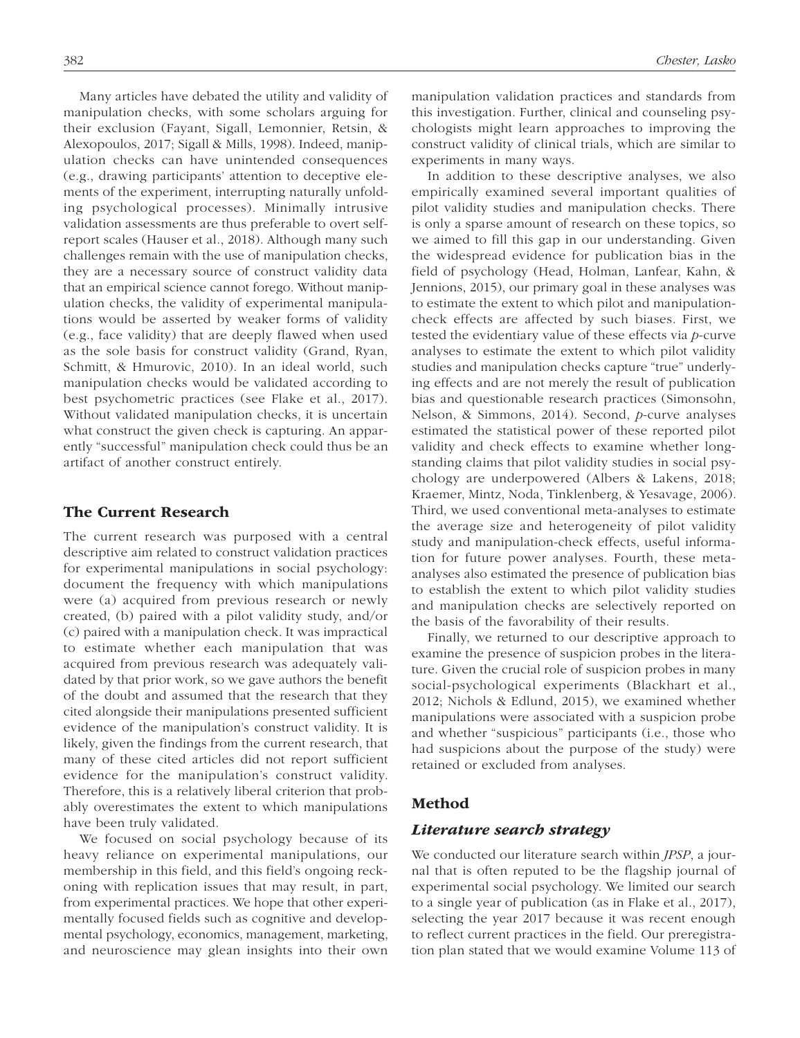Many articles have debated the utility and validity of manipulation checks, with some scholars arguing for their exclusion (Fayant, Sigall, Lemonnier, Retsin, & Alexopoulos, 2017; Sigall & Mills, 1998). Indeed, manipulation checks can have unintended consequences (e.g., drawing participants' attention to deceptive elements of the experiment, interrupting naturally unfolding psychological processes). Minimally intrusive validation assessments are thus preferable to overt self-report scales (Hauser et al., 2018). Although many such challenges remain with the use of manipulation checks, they are a necessary source of construct validity data that an empirical science cannot forego. Without manipulation checks, the validity of experimental manipulations would be asserted by weaker forms of validity (e.g., face validity) that are deeply flawed when used as the sole basis for construct validity (Grand, Ryan, Schmitt, & Hmurovic, 2010). In an ideal world, such manipulation checks would be validated according to best psychometric practices (see Flake et al., 2017). Without validated manipulation checks, it is uncertain what construct the given check is capturing. An apparently "successful" manipulation check could thus be an artifact of another construct entirely.

## The Current Research

The current research was purposed with a central descriptive aim related to construct validation practices for experimental manipulations in social psychology: document the frequency with which manipulations were (a) acquired from previous research or newly created, (b) paired with a pilot validity study, and/or (c) paired with a manipulation check. It was impractical to estimate whether each manipulation that was acquired from previous research was adequately validated by that prior work, so we gave authors the benefit of the doubt and assumed that the research that they cited alongside their manipulations presented sufficient evidence of the manipulation's construct validity. It is likely, given the findings from the current research, that many of these cited articles did not report sufficient evidence for the manipulation's construct validity. Therefore, this is a relatively liberal criterion that probably overestimates the extent to which manipulations have been truly validated.

We focused on social psychology because of its heavy reliance on experimental manipulations, our membership in this field, and this field's ongoing reckoning with replication issues that may result, in part, from experimental practices. We hope that other experimentally focused fields such as cognitive and developmental psychology, economics, management, marketing, and neuroscience may glean insights into their own manipulation validation practices and standards from this investigation. Further, clinical and counseling psychologists might learn approaches to improving the construct validity of clinical trials, which are similar to experiments in many ways.

In addition to these descriptive analyses, we also empirically examined several important qualities of pilot validity studies and manipulation checks. There is only a sparse amount of research on these topics, so we aimed to fill this gap in our understanding. Given the widespread evidence for publication bias in the field of psychology (Head, Holman, Lanfear, Kahn, & Jennions, 2015), our primary goal in these analyses was to estimate the extent to which pilot and manipulation-check effects are affected by such biases. First, we tested the evidentiary value of these effects via *p*-curve analyses to estimate the extent to which pilot validity studies and manipulation checks capture "true" underlying effects and are not merely the result of publication bias and questionable research practices (Simonsohn, Nelson, & Simmons, 2014). Second, *p*-curve analyses estimated the statistical power of these reported pilot validity and check effects to examine whether longstanding claims that pilot validity studies in social psychology are underpowered (Albers & Lakens, 2018; Kraemer, Mintz, Noda, Tinklenberg, & Yesavage, 2006). Third, we used conventional meta-analyses to estimate the average size and heterogeneity of pilot validity study and manipulation-check effects, useful information for future power analyses. Fourth, these meta-analyses also estimated the presence of publication bias to establish the extent to which pilot validity studies and manipulation checks are selectively reported on the basis of the favorability of their results.

Finally, we returned to our descriptive approach to examine the presence of suspicion probes in the literature. Given the crucial role of suspicion probes in many social-psychological experiments (Blackhart et al., 2012; Nichols & Edlund, 2015), we examined whether manipulations were associated with a suspicion probe and whether "suspicious" participants (i.e., those who had suspicions about the purpose of the study) were retained or excluded from analyses.

## Method

### Literature search strategy

We conducted our literature search within *JPSP*, a journal that is often reputed to be the flagship journal of experimental social psychology. We limited our search to a single year of publication (as in Flake et al., 2017), selecting the year 2017 because it was recent enough to reflect current practices in the field. Our preregistration plan stated that we would examine Volume 113 of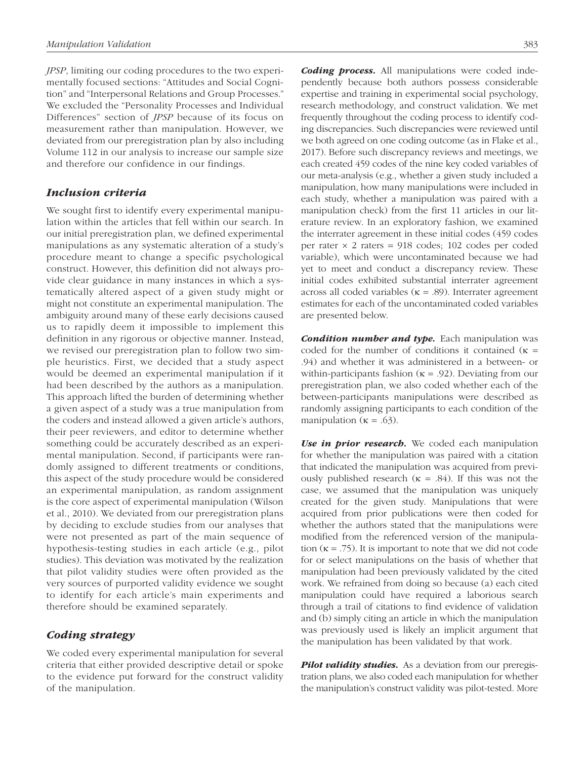*JPSP*, limiting our coding procedures to the two experimentally focused sections: "Attitudes and Social Cognition" and "Interpersonal Relations and Group Processes." We excluded the "Personality Processes and Individual Differences" section of *JPSP* because of its focus on measurement rather than manipulation. However, we deviated from our preregistration plan by also including Volume 112 in our analysis to increase our sample size and therefore our confidence in our findings.

### Inclusion criteria

We sought first to identify every experimental manipulation within the articles that fell within our search. In our initial preregistration plan, we defined experimental manipulations as any systematic alteration of a study's procedure meant to change a specific psychological construct. However, this definition did not always provide clear guidance in many instances in which a systematically altered aspect of a given study might or might not constitute an experimental manipulation. The ambiguity around many of these early decisions caused us to rapidly deem it impossible to implement this definition in any rigorous or objective manner. Instead, we revised our preregistration plan to follow two simple heuristics. First, we decided that a study aspect would be deemed an experimental manipulation if it had been described by the authors as a manipulation. This approach lifted the burden of determining whether a given aspect of a study was a true manipulation from the coders and instead allowed a given article's authors, their peer reviewers, and editor to determine whether something could be accurately described as an experimental manipulation. Second, if participants were randomly assigned to different treatments or conditions, this aspect of the study procedure would be considered an experimental manipulation, as random assignment is the core aspect of experimental manipulation (Wilson et al., 2010). We deviated from our preregistration plans by deciding to exclude studies from our analyses that were not presented as part of the main sequence of hypothesis-testing studies in each article (e.g., pilot studies). This deviation was motivated by the realization that pilot validity studies were often provided as the very sources of purported validity evidence we sought to identify for each article's main experiments and therefore should be examined separately.

### Coding strategy

We coded every experimental manipulation for several criteria that either provided descriptive detail or spoke to the evidence put forward for the construct validity of the manipulation.

***Coding process.*** All manipulations were coded independently because both authors possess considerable expertise and training in experimental social psychology, research methodology, and construct validation. We met frequently throughout the coding process to identify coding discrepancies. Such discrepancies were reviewed until we both agreed on one coding outcome (as in Flake et al., 2017). Before such discrepancy reviews and meetings, we each created 459 codes of the nine key coded variables of our meta-analysis (e.g., whether a given study included a manipulation, how many manipulations were included in each study, whether a manipulation was paired with a manipulation check) from the first 11 articles in our literature review. In an exploratory fashion, we examined the interrater agreement in these initial codes (459 codes per rater × 2 raters = 918 codes; 102 codes per coded variable), which were uncontaminated because we had yet to meet and conduct a discrepancy review. These initial codes exhibited substantial interrater agreement across all coded variables ($\kappa$ = .89). Interrater agreement estimates for each of the uncontaminated coded variables are presented below.

***Condition number and type.*** Each manipulation was coded for the number of conditions it contained ($\kappa$ = .94) and whether it was administered in a between- or within-participants fashion ($\kappa$ = .92). Deviating from our preregistration plan, we also coded whether each of the between-participants manipulations were described as randomly assigning participants to each condition of the manipulation ($\kappa$ = .63).

***Use in prior research.*** We coded each manipulation for whether the manipulation was paired with a citation that indicated the manipulation was acquired from previously published research ($\kappa$ = .84). If this was not the case, we assumed that the manipulation was uniquely created for the given study. Manipulations that were acquired from prior publications were then coded for whether the authors stated that the manipulations were modified from the referenced version of the manipulation ($\kappa$ = .75). It is important to note that we did not code for or select manipulations on the basis of whether that manipulation had been previously validated by the cited work. We refrained from doing so because (a) each cited manipulation could have required a laborious search through a trail of citations to find evidence of validation and (b) simply citing an article in which the manipulation was previously used is likely an implicit argument that the manipulation has been validated by that work.

***Pilot validity studies.*** As a deviation from our preregistration plans, we also coded each manipulation for whether the manipulation's construct validity was pilot-tested. More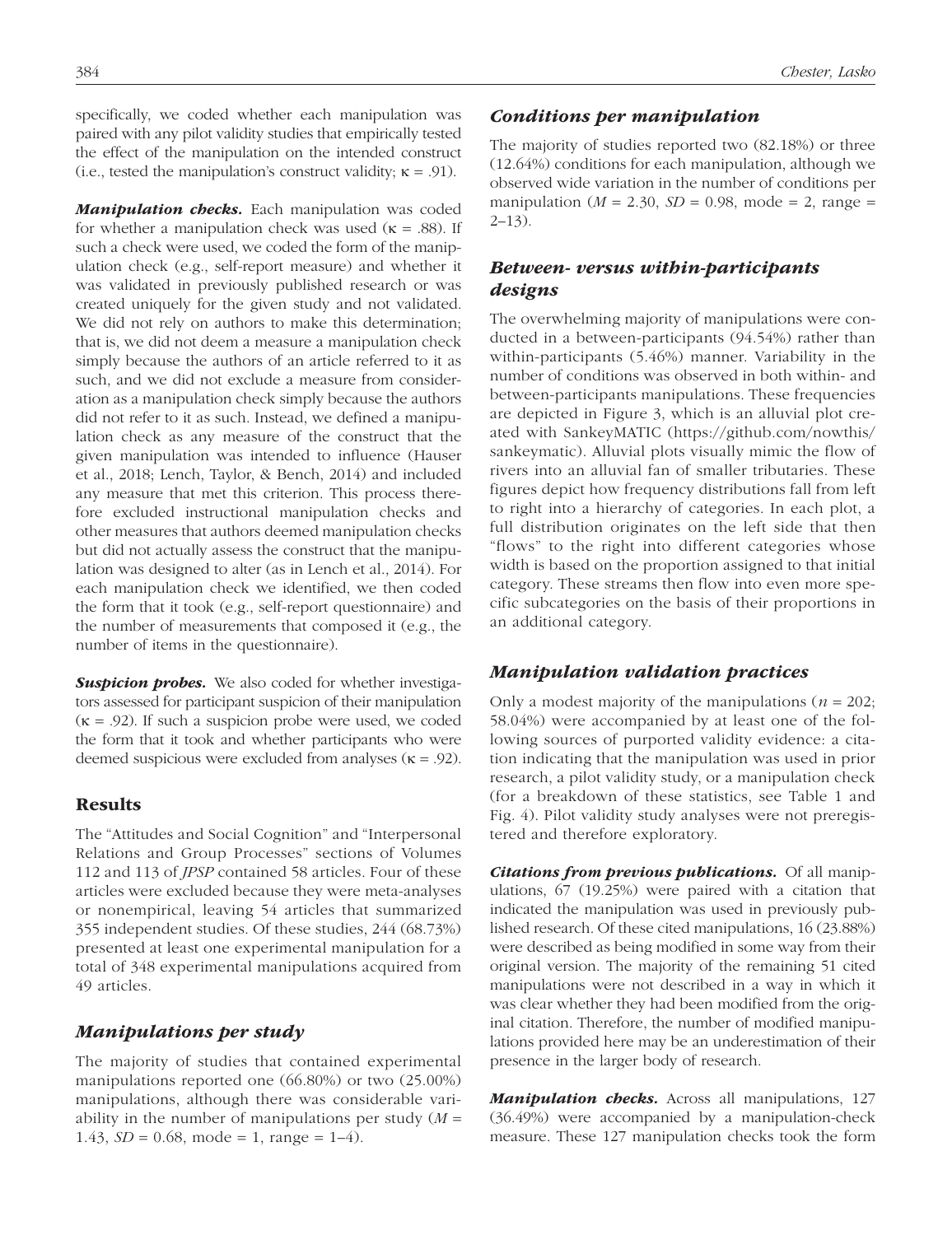specifically, we coded whether each manipulation was paired with any pilot validity studies that empirically tested the effect of the manipulation on the intended construct (i.e., tested the manipulation's construct validity; κ = .91).

***Manipulation checks.*** Each manipulation was coded for whether a manipulation check was used (κ = .88). If such a check were used, we coded the form of the manipulation check (e.g., self-report measure) and whether it was validated in previously published research or was created uniquely for the given study and not validated. We did not rely on authors to make this determination; that is, we did not deem a measure a manipulation check simply because the authors of an article referred to it as such, and we did not exclude a measure from consideration as a manipulation check simply because the authors did not refer to it as such. Instead, we defined a manipulation check as any measure of the construct that the given manipulation was intended to influence (Hauser et al., 2018; Lench, Taylor, & Bench, 2014) and included any measure that met this criterion. This process therefore excluded instructional manipulation checks and other measures that authors deemed manipulation checks but did not actually assess the construct that the manipulation was designed to alter (as in Lench et al., 2014). For each manipulation check we identified, we then coded the form that it took (e.g., self-report questionnaire) and the number of measurements that composed it (e.g., the number of items in the questionnaire).

***Suspicion probes.*** We also coded for whether investigators assessed for participant suspicion of their manipulation (κ = .92). If such a suspicion probe were used, we coded the form that it took and whether participants who were deemed suspicious were excluded from analyses (κ = .92).

## Results

The "Attitudes and Social Cognition" and "Interpersonal Relations and Group Processes" sections of Volumes 112 and 113 of *JPSP* contained 58 articles. Four of these articles were excluded because they were meta-analyses or nonempirical, leaving 54 articles that summarized 355 independent studies. Of these studies, 244 (68.73%) presented at least one experimental manipulation for a total of 348 experimental manipulations acquired from 49 articles.

### *Manipulations per study*

The majority of studies that contained experimental manipulations reported one (66.80%) or two (25.00%) manipulations, although there was considerable variability in the number of manipulations per study ($M$ = 1.43, $SD$ = 0.68, mode = 1, range = 1–4).

### *Conditions per manipulation*

The majority of studies reported two (82.18%) or three (12.64%) conditions for each manipulation, although we observed wide variation in the number of conditions per manipulation ($M$ = 2.30, $SD$ = 0.98, mode = 2, range = 2–13).

### *Between- versus within-participants designs*

The overwhelming majority of manipulations were conducted in a between-participants (94.54%) rather than within-participants (5.46%) manner. Variability in the number of conditions was observed in both within- and between-participants manipulations. These frequencies are depicted in Figure 3, which is an alluvial plot created with SankeyMATIC (https://github.com/nowthis/sankeymatic). Alluvial plots visually mimic the flow of rivers into an alluvial fan of smaller tributaries. These figures depict how frequency distributions fall from left to right into a hierarchy of categories. In each plot, a full distribution originates on the left side that then "flows" to the right into different categories whose width is based on the proportion assigned to that initial category. These streams then flow into even more specific subcategories on the basis of their proportions in an additional category.

### *Manipulation validation practices*

Only a modest majority of the manipulations ($n$ = 202; 58.04%) were accompanied by at least one of the following sources of purported validity evidence: a citation indicating that the manipulation was used in prior research, a pilot validity study, or a manipulation check (for a breakdown of these statistics, see Table 1 and Fig. 4). Pilot validity study analyses were not preregistered and therefore exploratory.

***Citations from previous publications.*** Of all manipulations, 67 (19.25%) were paired with a citation that indicated the manipulation was used in previously published research. Of these cited manipulations, 16 (23.88%) were described as being modified in some way from their original version. The majority of the remaining 51 cited manipulations were not described in a way in which it was clear whether they had been modified from the original citation. Therefore, the number of modified manipulations provided here may be an underestimation of their presence in the larger body of research.

***Manipulation checks.*** Across all manipulations, 127 (36.49%) were accompanied by a manipulation-check measure. These 127 manipulation checks took the form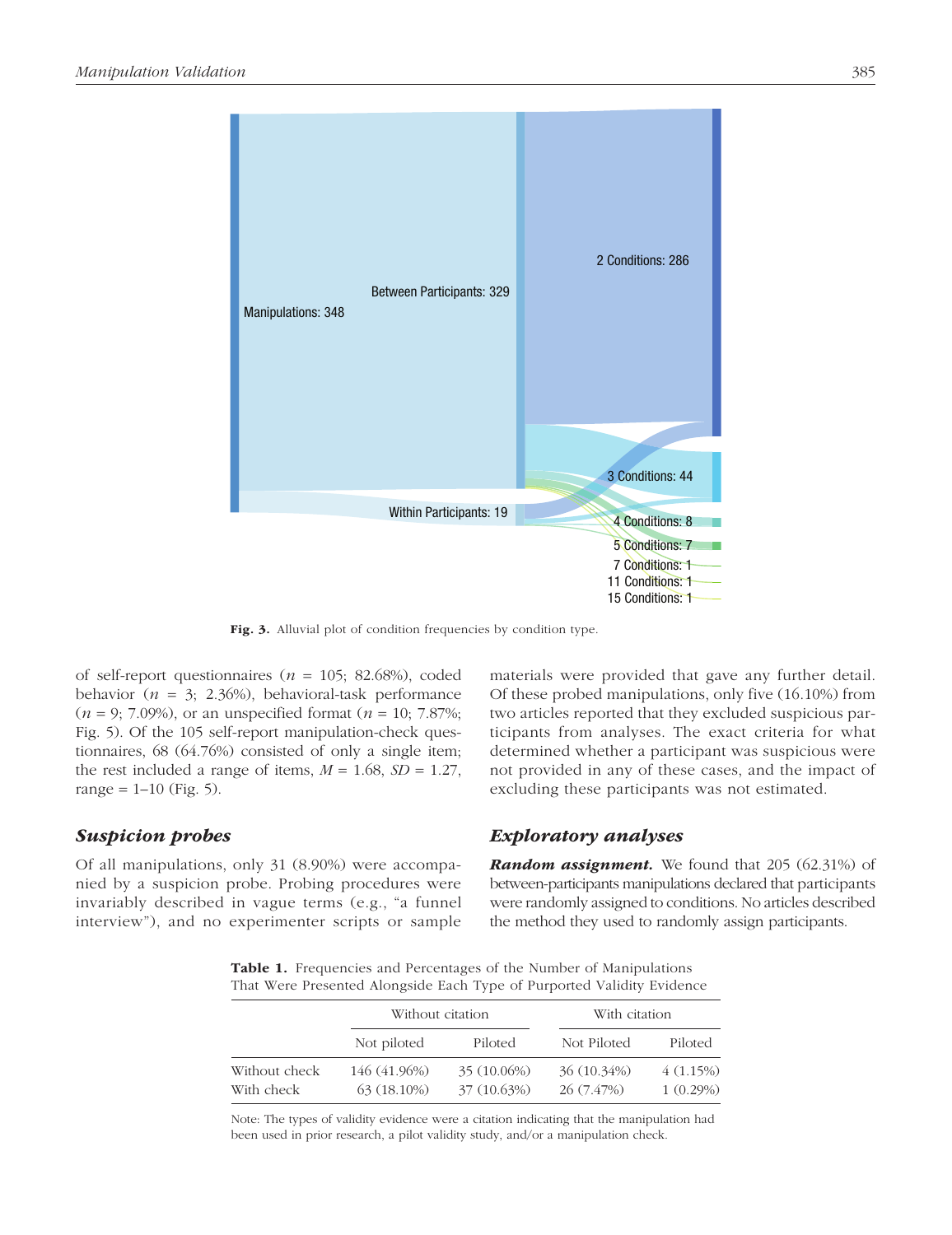Fig. 3. Alluvial plot of condition frequencies by condition type.

of self-report questionnaires ($n$ = 105; 82.68%), coded behavior ($n$ = 3; 2.36%), behavioral-task performance ($n$ = 9; 7.09%), or an unspecified format ($n$ = 10; 7.87%; Fig. 5). Of the 105 self-report manipulation-check questionnaires, 68 (64.76%) consisted of only a single item; the rest included a range of items, $M$ = 1.68, $SD$ = 1.27, range = 1–10 (Fig. 5).

### *Suspicion probes*

Of all manipulations, only 31 (8.90%) were accompanied by a suspicion probe. Probing procedures were invariably described in vague terms (e.g., "a funnel interview"), and no experimenter scripts or sample materials were provided that gave any further detail. Of these probed manipulations, only five (16.10%) from two articles reported that they excluded suspicious participants from analyses. The exact criteria for what determined whether a participant was suspicious were not provided in any of these cases, and the impact of excluding these participants was not estimated.

### *Exploratory analyses*

***Random assignment.*** We found that 205 (62.31%) of between-participants manipulations declared that participants were randomly assigned to conditions. No articles described the method they used to randomly assign participants.

**Table 1.** Frequencies and Percentages of the Number of Manipulations That Were Presented Alongside Each Type of Purported Validity Evidence

| | Without citation | | With citation | |
|---|---|---|---|---|
| | Not piloted | Piloted | Not Piloted | Piloted |
| Without check | 146 (41.96%) | 35 (10.06%) | 36 (10.34%) | 4 (1.15%) |
| With check | 63 (18.10%) | 37 (10.63%) | 26 (7.47%) | 1 (0.29%) |

Note: The types of validity evidence were a citation indicating that the manipulation had been used in prior research, a pilot validity study, and/or a manipulation check.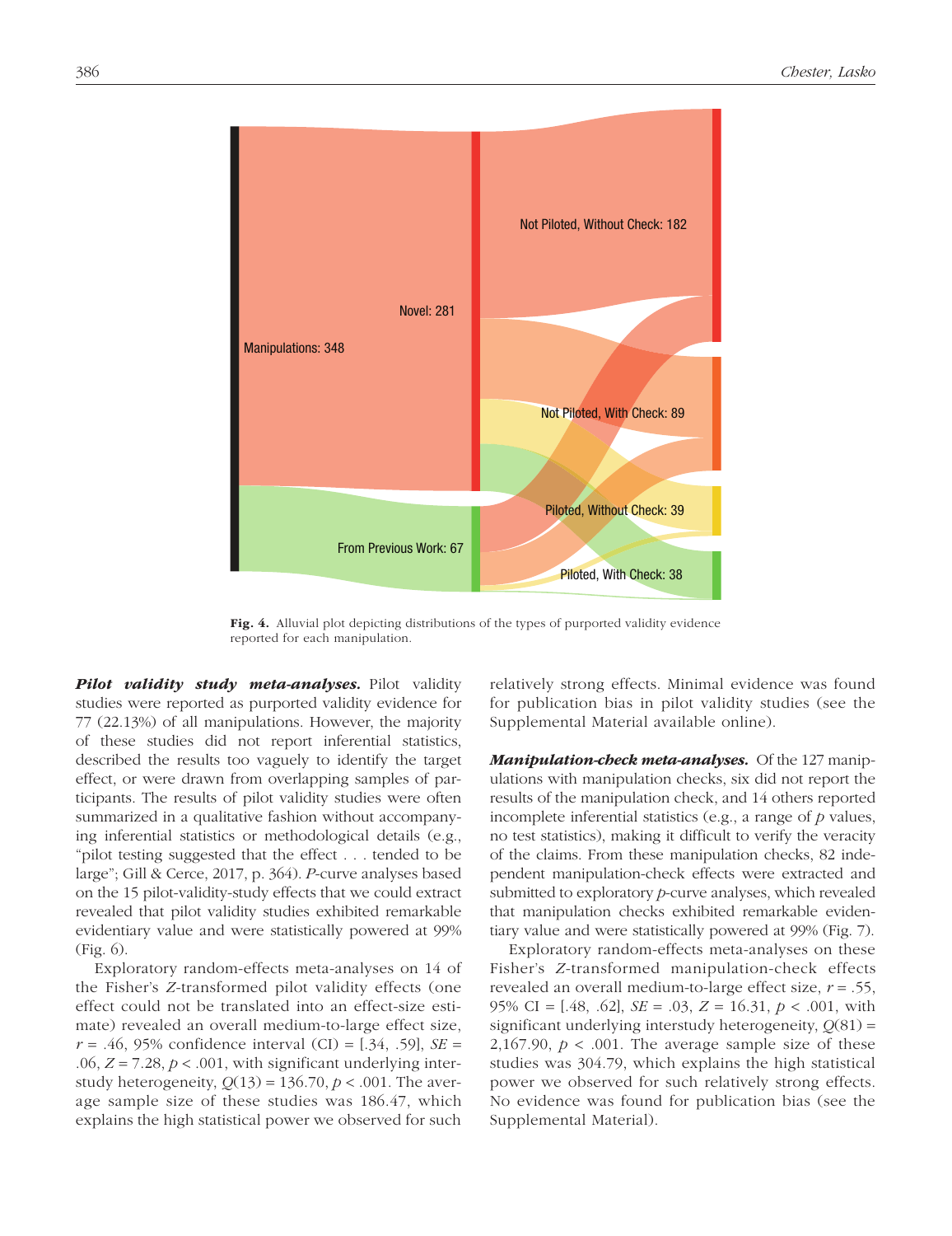Fig. 4. Alluvial plot depicting distributions of the types of purported validity evidence reported for each manipulation.

***Pilot validity study meta-analyses.*** Pilot validity studies were reported as purported validity evidence for 77 (22.13%) of all manipulations. However, the majority of these studies did not report inferential statistics, described the results too vaguely to identify the target effect, or were drawn from overlapping samples of participants. The results of pilot validity studies were often summarized in a qualitative fashion without accompanying inferential statistics or methodological details (e.g., "pilot testing suggested that the effect . . . tended to be large"; Gill & Cerce, 2017, p. 364). *P*-curve analyses based on the 15 pilot-validity-study effects that we could extract revealed that pilot validity studies exhibited remarkable evidentiary value and were statistically powered at 99% (Fig. 6).

Exploratory random-effects meta-analyses on 14 of the Fisher's *Z*-transformed pilot validity effects (one effect could not be translated into an effect-size estimate) revealed an overall medium-to-large effect size, $r = .46$, 95% confidence interval (CI) = [.34, .59], $SE = .06$, $Z = 7.28$, $p < .001$, with significant underlying interstudy heterogeneity, $Q(13) = 136.70$, $p < .001$. The average sample size of these studies was 186.47, which explains the high statistical power we observed for such relatively strong effects. Minimal evidence was found for publication bias in pilot validity studies (see the Supplemental Material available online).

***Manipulation-check meta-analyses.*** Of the 127 manipulations with manipulation checks, six did not report the results of the manipulation check, and 14 others reported incomplete inferential statistics (e.g., a range of *p* values, no test statistics), making it difficult to verify the veracity of the claims. From these manipulation checks, 82 independent manipulation-check effects were extracted and submitted to exploratory *p*-curve analyses, which revealed that manipulation checks exhibited remarkable evidentiary value and were statistically powered at 99% (Fig. 7).

Exploratory random-effects meta-analyses on these Fisher's *Z*-transformed manipulation-check effects revealed an overall medium-to-large effect size, $r = .55$, 95% CI = [.48, .62], $SE = .03$, $Z = 16.31$, $p < .001$, with significant underlying interstudy heterogeneity, $Q(81) = 2{,}167.90$, $p < .001$. The average sample size of these studies was 304.79, which explains the high statistical power we observed for such relatively strong effects. No evidence was found for publication bias (see the Supplemental Material).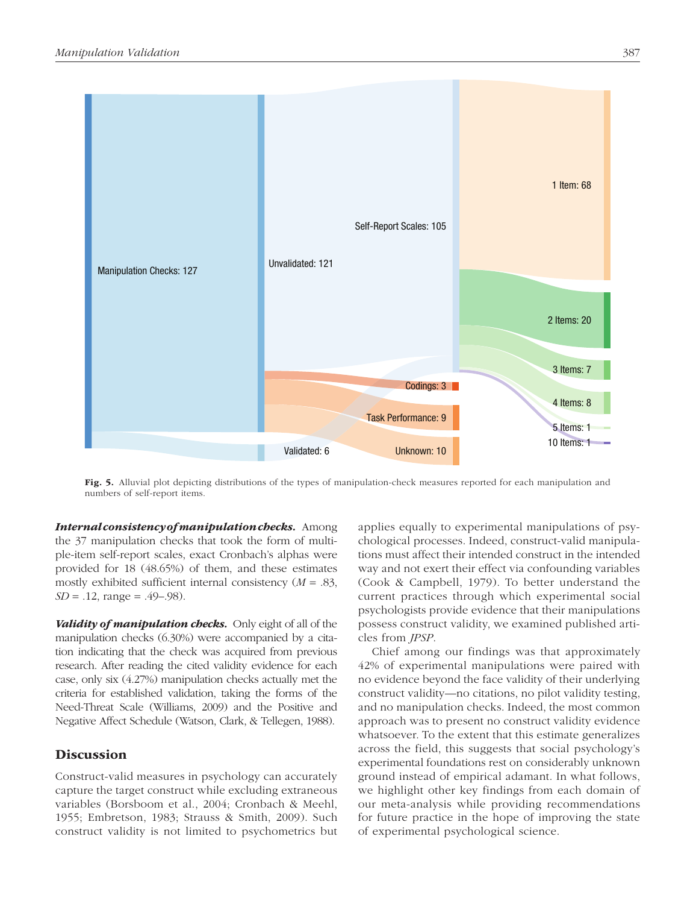**Fig. 5.** Alluvial plot depicting distributions of the types of manipulation-check measures reported for each manipulation and numbers of self-report items.

***Internal consistency of manipulation checks.*** Among the 37 manipulation checks that took the form of multiple-item self-report scales, exact Cronbach's alphas were provided for 18 (48.65%) of them, and these estimates mostly exhibited sufficient internal consistency ($M$ = .83, $SD$ = .12, range = .49–.98).

***Validity of manipulation checks.*** Only eight of all of the manipulation checks (6.30%) were accompanied by a citation indicating that the check was acquired from previous research. After reading the cited validity evidence for each case, only six (4.27%) manipulation checks actually met the criteria for established validation, taking the forms of the Need-Threat Scale (Williams, 2009) and the Positive and Negative Affect Schedule (Watson, Clark, & Tellegen, 1988).

## Discussion

Construct-valid measures in psychology can accurately capture the target construct while excluding extraneous variables (Borsboom et al., 2004; Cronbach & Meehl, 1955; Embretson, 1983; Strauss & Smith, 2009). Such construct validity is not limited to psychometrics but applies equally to experimental manipulations of psychological processes. Indeed, construct-valid manipulations must affect their intended construct in the intended way and not exert their effect via confounding variables (Cook & Campbell, 1979). To better understand the current practices through which experimental social psychologists provide evidence that their manipulations possess construct validity, we examined published articles from *JPSP*.

Chief among our findings was that approximately 42% of experimental manipulations were paired with no evidence beyond the face validity of their underlying construct validity—no citations, no pilot validity testing, and no manipulation checks. Indeed, the most common approach was to present no construct validity evidence whatsoever. To the extent that this estimate generalizes across the field, this suggests that social psychology's experimental foundations rest on considerably unknown ground instead of empirical adamant. In what follows, we highlight other key findings from each domain of our meta-analysis while providing recommendations for future practice in the hope of improving the state of experimental psychological science.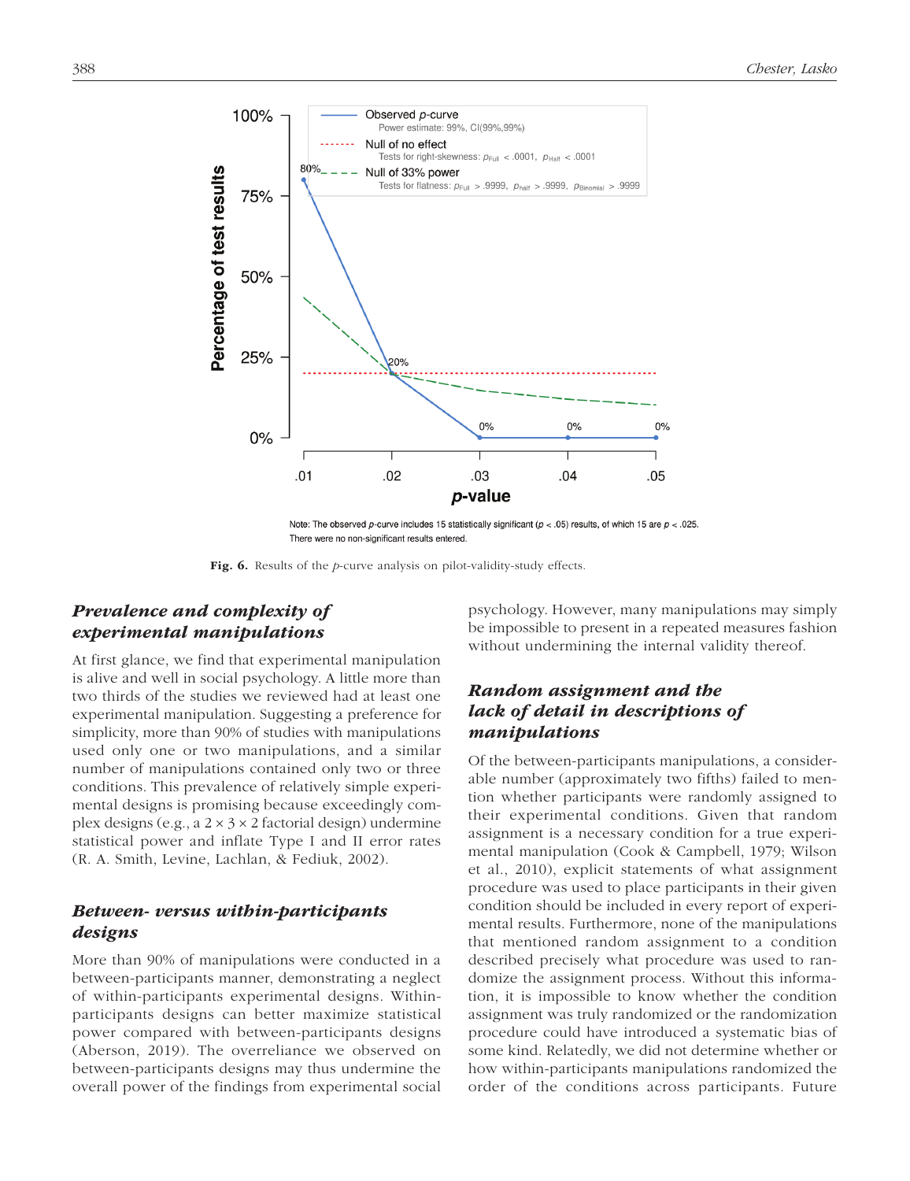Note: The observed *p*-curve includes 15 statistically significant ($p < .05$) results, of which 15 are $p < .025$. There were no non-significant results entered.

**Fig. 6.** Results of the *p*-curve analysis on pilot-validity-study effects.

### *Prevalence and complexity of experimental manipulations*

At first glance, we find that experimental manipulation is alive and well in social psychology. A little more than two thirds of the studies we reviewed had at least one experimental manipulation. Suggesting a preference for simplicity, more than 90% of studies with manipulations used only one or two manipulations, and a similar number of manipulations contained only two or three conditions. This prevalence of relatively simple experimental designs is promising because exceedingly complex designs (e.g., a 2 × 3 × 2 factorial design) undermine statistical power and inflate Type I and II error rates (R. A. Smith, Levine, Lachlan, & Fediuk, 2002).

### *Between- versus within-participants designs*

More than 90% of manipulations were conducted in a between-participants manner, demonstrating a neglect of within-participants experimental designs. Within-participants designs can better maximize statistical power compared with between-participants designs (Aberson, 2019). The overreliance we observed on between-participants designs may thus undermine the overall power of the findings from experimental social psychology. However, many manipulations may simply be impossible to present in a repeated measures fashion without undermining the internal validity thereof.

### *Random assignment and the lack of detail in descriptions of manipulations*

Of the between-participants manipulations, a considerable number (approximately two fifths) failed to mention whether participants were randomly assigned to their experimental conditions. Given that random assignment is a necessary condition for a true experimental manipulation (Cook & Campbell, 1979; Wilson et al., 2010), explicit statements of what assignment procedure was used to place participants in their given condition should be included in every report of experimental results. Furthermore, none of the manipulations that mentioned random assignment to a condition described precisely what procedure was used to randomize the assignment process. Without this information, it is impossible to know whether the condition assignment was truly randomized or the randomization procedure could have introduced a systematic bias of some kind. Relatedly, we did not determine whether or how within-participants manipulations randomized the order of the conditions across participants. Future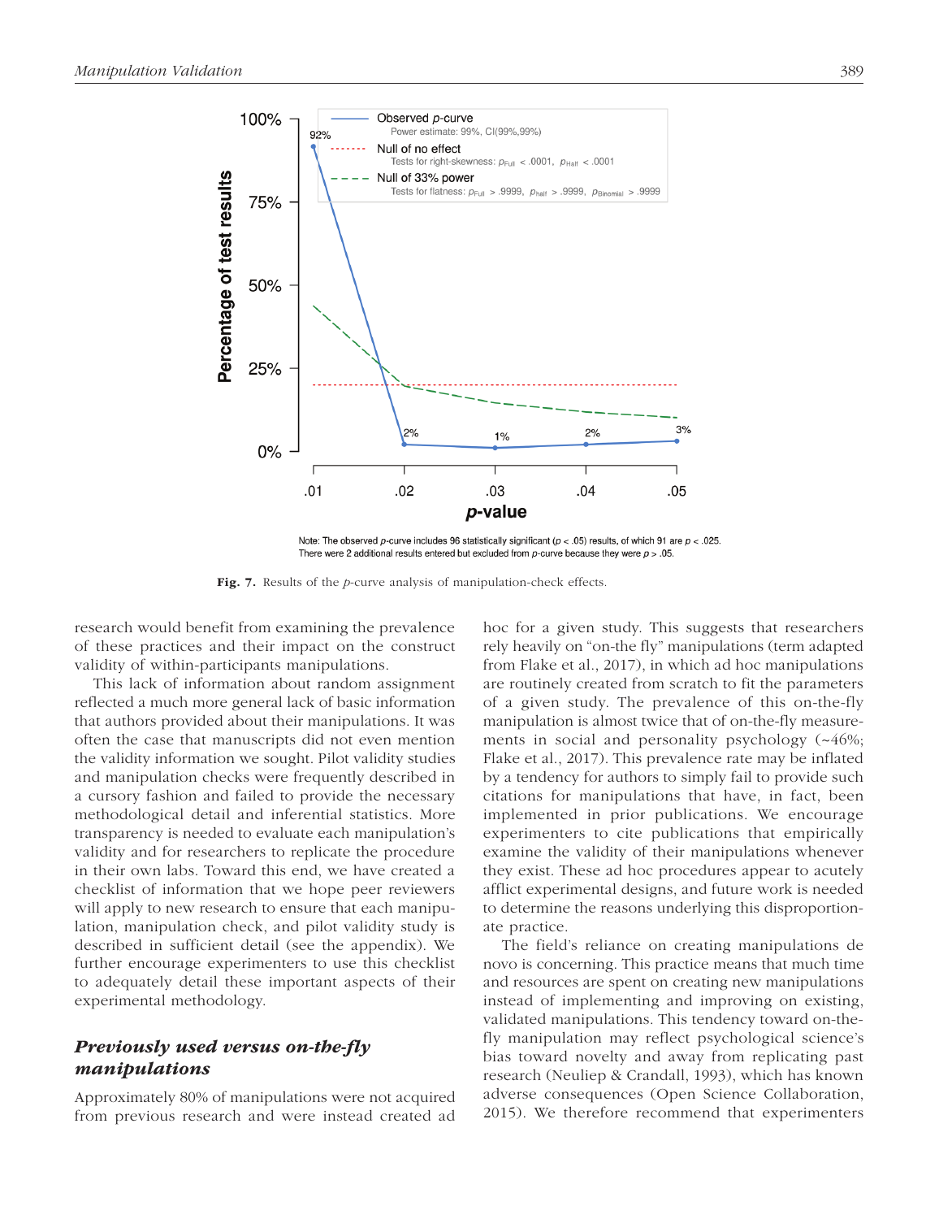Note: The observed *p*-curve includes 96 statistically significant ($p < .05$) results, of which 91 are $p < .025$. There were 2 additional results entered but excluded from *p*-curve because they were $p > .05$.

**Fig. 7.** Results of the *p*-curve analysis of manipulation-check effects.

research would benefit from examining the prevalence of these practices and their impact on the construct validity of within-participants manipulations.

This lack of information about random assignment reflected a much more general lack of basic information that authors provided about their manipulations. It was often the case that manuscripts did not even mention the validity information we sought. Pilot validity studies and manipulation checks were frequently described in a cursory fashion and failed to provide the necessary methodological detail and inferential statistics. More transparency is needed to evaluate each manipulation's validity and for researchers to replicate the procedure in their own labs. Toward this end, we have created a checklist of information that we hope peer reviewers will apply to new research to ensure that each manipulation, manipulation check, and pilot validity study is described in sufficient detail (see the appendix). We further encourage experimenters to use this checklist to adequately detail these important aspects of their experimental methodology.

## *Previously used versus on-the-fly manipulations*

Approximately 80% of manipulations were not acquired from previous research and were instead created ad hoc for a given study. This suggests that researchers rely heavily on "on-the fly" manipulations (term adapted from Flake et al., 2017), in which ad hoc manipulations are routinely created from scratch to fit the parameters of a given study. The prevalence of this on-the-fly manipulation is almost twice that of on-the-fly measurements in social and personality psychology (~46%; Flake et al., 2017). This prevalence rate may be inflated by a tendency for authors to simply fail to provide such citations for manipulations that have, in fact, been implemented in prior publications. We encourage experimenters to cite publications that empirically examine the validity of their manipulations whenever they exist. These ad hoc procedures appear to acutely afflict experimental designs, and future work is needed to determine the reasons underlying this disproportionate practice.

The field's reliance on creating manipulations de novo is concerning. This practice means that much time and resources are spent on creating new manipulations instead of implementing and improving on existing, validated manipulations. This tendency toward on-the-fly manipulation may reflect psychological science's bias toward novelty and away from replicating past research (Neuliep & Crandall, 1993), which has known adverse consequences (Open Science Collaboration, 2015). We therefore recommend that experimenters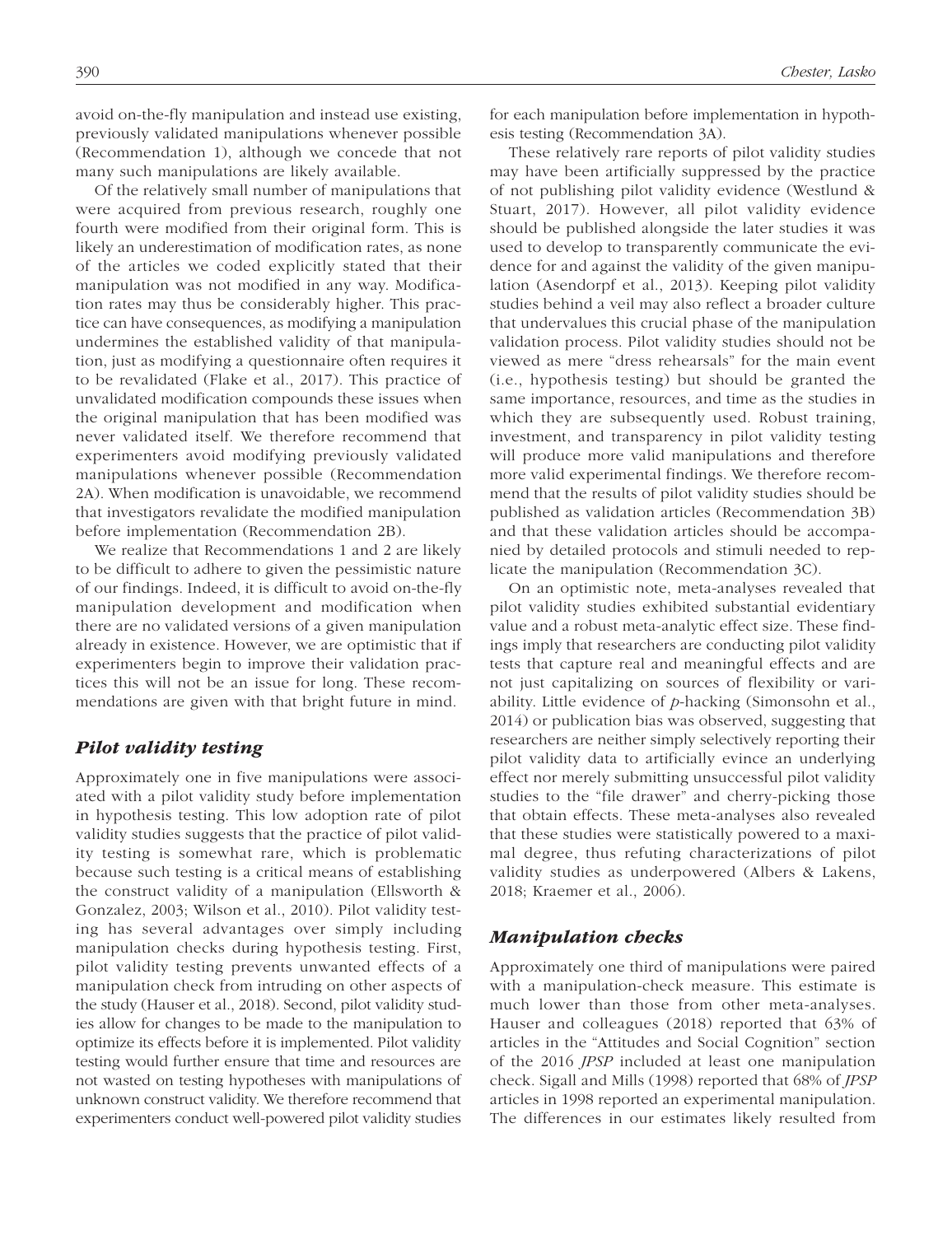avoid on-the-fly manipulation and instead use existing, previously validated manipulations whenever possible (Recommendation 1), although we concede that not many such manipulations are likely available.

Of the relatively small number of manipulations that were acquired from previous research, roughly one fourth were modified from their original form. This is likely an underestimation of modification rates, as none of the articles we coded explicitly stated that their manipulation was not modified in any way. Modification rates may thus be considerably higher. This practice can have consequences, as modifying a manipulation undermines the established validity of that manipulation, just as modifying a questionnaire often requires it to be revalidated (Flake et al., 2017). This practice of unvalidated modification compounds these issues when the original manipulation that has been modified was never validated itself. We therefore recommend that experimenters avoid modifying previously validated manipulations whenever possible (Recommendation 2A). When modification is unavoidable, we recommend that investigators revalidate the modified manipulation before implementation (Recommendation 2B).

We realize that Recommendations 1 and 2 are likely to be difficult to adhere to given the pessimistic nature of our findings. Indeed, it is difficult to avoid on-the-fly manipulation development and modification when there are no validated versions of a given manipulation already in existence. However, we are optimistic that if experimenters begin to improve their validation practices this will not be an issue for long. These recommendations are given with that bright future in mind.

### *Pilot validity testing*

Approximately one in five manipulations were associated with a pilot validity study before implementation in hypothesis testing. This low adoption rate of pilot validity studies suggests that the practice of pilot validity testing is somewhat rare, which is problematic because such testing is a critical means of establishing the construct validity of a manipulation (Ellsworth & Gonzalez, 2003; Wilson et al., 2010). Pilot validity testing has several advantages over simply including manipulation checks during hypothesis testing. First, pilot validity testing prevents unwanted effects of a manipulation check from intruding on other aspects of the study (Hauser et al., 2018). Second, pilot validity studies allow for changes to be made to the manipulation to optimize its effects before it is implemented. Pilot validity testing would further ensure that time and resources are not wasted on testing hypotheses with manipulations of unknown construct validity. We therefore recommend that experimenters conduct well-powered pilot validity studies for each manipulation before implementation in hypothesis testing (Recommendation 3A).

These relatively rare reports of pilot validity studies may have been artificially suppressed by the practice of not publishing pilot validity evidence (Westlund & Stuart, 2017). However, all pilot validity evidence should be published alongside the later studies it was used to develop to transparently communicate the evidence for and against the validity of the given manipulation (Asendorpf et al., 2013). Keeping pilot validity studies behind a veil may also reflect a broader culture that undervalues this crucial phase of the manipulation validation process. Pilot validity studies should not be viewed as mere "dress rehearsals" for the main event (i.e., hypothesis testing) but should be granted the same importance, resources, and time as the studies in which they are subsequently used. Robust training, investment, and transparency in pilot validity testing will produce more valid manipulations and therefore more valid experimental findings. We therefore recommend that the results of pilot validity studies should be published as validation articles (Recommendation 3B) and that these validation articles should be accompanied by detailed protocols and stimuli needed to replicate the manipulation (Recommendation 3C).

On an optimistic note, meta-analyses revealed that pilot validity studies exhibited substantial evidentiary value and a robust meta-analytic effect size. These findings imply that researchers are conducting pilot validity tests that capture real and meaningful effects and are not just capitalizing on sources of flexibility or variability. Little evidence of *p*-hacking (Simonsohn et al., 2014) or publication bias was observed, suggesting that researchers are neither simply selectively reporting their pilot validity data to artificially evince an underlying effect nor merely submitting unsuccessful pilot validity studies to the "file drawer" and cherry-picking those that obtain effects. These meta-analyses also revealed that these studies were statistically powered to a maximal degree, thus refuting characterizations of pilot validity studies as underpowered (Albers & Lakens, 2018; Kraemer et al., 2006).

### *Manipulation checks*

Approximately one third of manipulations were paired with a manipulation-check measure. This estimate is much lower than those from other meta-analyses. Hauser and colleagues (2018) reported that 63% of articles in the "Attitudes and Social Cognition" section of the 2016 *JPSP* included at least one manipulation check. Sigall and Mills (1998) reported that 68% of *JPSP* articles in 1998 reported an experimental manipulation. The differences in our estimates likely resulted from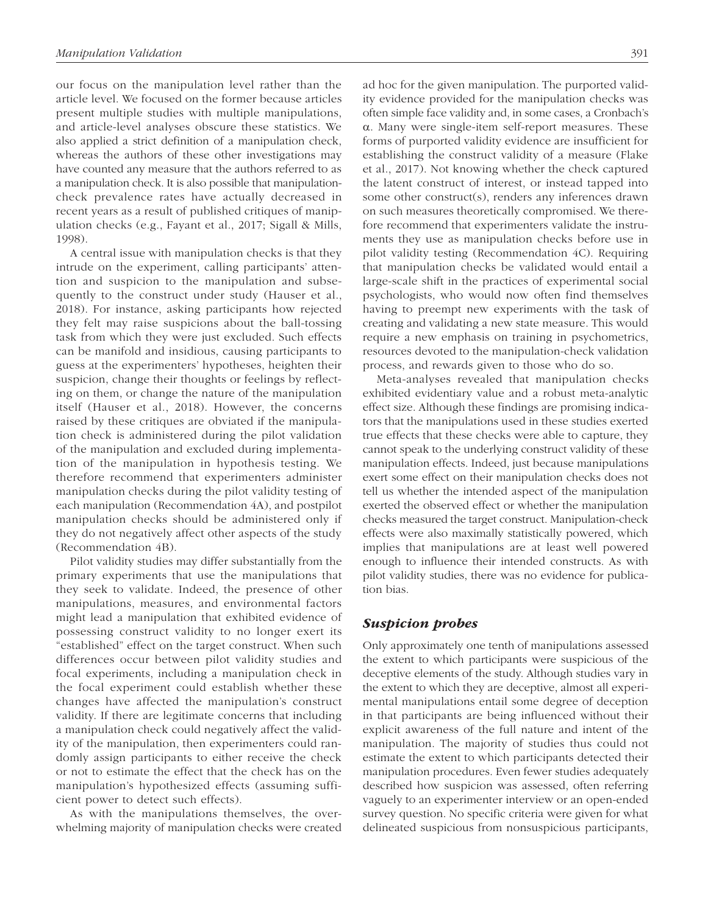our focus on the manipulation level rather than the article level. We focused on the former because articles present multiple studies with multiple manipulations, and article-level analyses obscure these statistics. We also applied a strict definition of a manipulation check, whereas the authors of these other investigations may have counted any measure that the authors referred to as a manipulation check. It is also possible that manipulation-check prevalence rates have actually decreased in recent years as a result of published critiques of manipulation checks (e.g., Fayant et al., 2017; Sigall & Mills, 1998).

A central issue with manipulation checks is that they intrude on the experiment, calling participants' attention and suspicion to the manipulation and subsequently to the construct under study (Hauser et al., 2018). For instance, asking participants how rejected they felt may raise suspicions about the ball-tossing task from which they were just excluded. Such effects can be manifold and insidious, causing participants to guess at the experimenters' hypotheses, heighten their suspicion, change their thoughts or feelings by reflecting on them, or change the nature of the manipulation itself (Hauser et al., 2018). However, the concerns raised by these critiques are obviated if the manipulation check is administered during the pilot validation of the manipulation and excluded during implementation of the manipulation in hypothesis testing. We therefore recommend that experimenters administer manipulation checks during the pilot validity testing of each manipulation (Recommendation 4A), and postpilot manipulation checks should be administered only if they do not negatively affect other aspects of the study (Recommendation 4B).

Pilot validity studies may differ substantially from the primary experiments that use the manipulations that they seek to validate. Indeed, the presence of other manipulations, measures, and environmental factors might lead a manipulation that exhibited evidence of possessing construct validity to no longer exert its "established" effect on the target construct. When such differences occur between pilot validity studies and focal experiments, including a manipulation check in the focal experiment could establish whether these changes have affected the manipulation's construct validity. If there are legitimate concerns that including a manipulation check could negatively affect the validity of the manipulation, then experimenters could randomly assign participants to either receive the check or not to estimate the effect that the check has on the manipulation's hypothesized effects (assuming sufficient power to detect such effects).

As with the manipulations themselves, the overwhelming majority of manipulation checks were created ad hoc for the given manipulation. The purported validity evidence provided for the manipulation checks was often simple face validity and, in some cases, a Cronbach's $\alpha$. Many were single-item self-report measures. These forms of purported validity evidence are insufficient for establishing the construct validity of a measure (Flake et al., 2017). Not knowing whether the check captured the latent construct of interest, or instead tapped into some other construct(s), renders any inferences drawn on such measures theoretically compromised. We therefore recommend that experimenters validate the instruments they use as manipulation checks before use in pilot validity testing (Recommendation 4C). Requiring that manipulation checks be validated would entail a large-scale shift in the practices of experimental social psychologists, who would now often find themselves having to preempt new experiments with the task of creating and validating a new state measure. This would require a new emphasis on training in psychometrics, resources devoted to the manipulation-check validation process, and rewards given to those who do so.

Meta-analyses revealed that manipulation checks exhibited evidentiary value and a robust meta-analytic effect size. Although these findings are promising indicators that the manipulations used in these studies exerted true effects that these checks were able to capture, they cannot speak to the underlying construct validity of these manipulation effects. Indeed, just because manipulations exert some effect on their manipulation checks does not tell us whether the intended aspect of the manipulation exerted the observed effect or whether the manipulation checks measured the target construct. Manipulation-check effects were also maximally statistically powered, which implies that manipulations are at least well powered enough to influence their intended constructs. As with pilot validity studies, there was no evidence for publication bias.

### *Suspicion probes*

Only approximately one tenth of manipulations assessed the extent to which participants were suspicious of the deceptive elements of the study. Although studies vary in the extent to which they are deceptive, almost all experimental manipulations entail some degree of deception in that participants are being influenced without their explicit awareness of the full nature and intent of the manipulation. The majority of studies thus could not estimate the extent to which participants detected their manipulation procedures. Even fewer studies adequately described how suspicion was assessed, often referring vaguely to an experimenter interview or an open-ended survey question. No specific criteria were given for what delineated suspicious from nonsuspicious participants,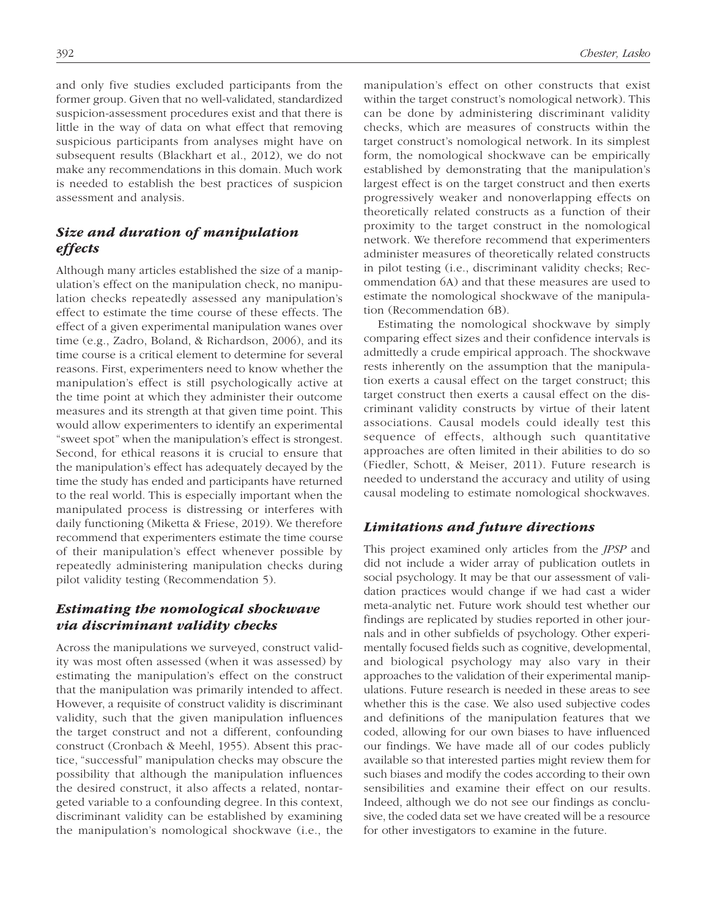and only five studies excluded participants from the former group. Given that no well-validated, standardized suspicion-assessment procedures exist and that there is little in the way of data on what effect that removing suspicious participants from analyses might have on subsequent results (Blackhart et al., 2012), we do not make any recommendations in this domain. Much work is needed to establish the best practices of suspicion assessment and analysis.

### *Size and duration of manipulation effects*

Although many articles established the size of a manipulation's effect on the manipulation check, no manipulation checks repeatedly assessed any manipulation's effect to estimate the time course of these effects. The effect of a given experimental manipulation wanes over time (e.g., Zadro, Boland, & Richardson, 2006), and its time course is a critical element to determine for several reasons. First, experimenters need to know whether the manipulation's effect is still psychologically active at the time point at which they administer their outcome measures and its strength at that given time point. This would allow experimenters to identify an experimental "sweet spot" when the manipulation's effect is strongest. Second, for ethical reasons it is crucial to ensure that the manipulation's effect has adequately decayed by the time the study has ended and participants have returned to the real world. This is especially important when the manipulated process is distressing or interferes with daily functioning (Miketta & Friese, 2019). We therefore recommend that experimenters estimate the time course of their manipulation's effect whenever possible by repeatedly administering manipulation checks during pilot validity testing (Recommendation 5).

### *Estimating the nomological shockwave via discriminant validity checks*

Across the manipulations we surveyed, construct validity was most often assessed (when it was assessed) by estimating the manipulation's effect on the construct that the manipulation was primarily intended to affect. However, a requisite of construct validity is discriminant validity, such that the given manipulation influences the target construct and not a different, confounding construct (Cronbach & Meehl, 1955). Absent this practice, "successful" manipulation checks may obscure the possibility that although the manipulation influences the desired construct, it also affects a related, nontargeted variable to a confounding degree. In this context, discriminant validity can be established by examining the manipulation's nomological shockwave (i.e., the manipulation's effect on other constructs that exist within the target construct's nomological network). This can be done by administering discriminant validity checks, which are measures of constructs within the target construct's nomological network. In its simplest form, the nomological shockwave can be empirically established by demonstrating that the manipulation's largest effect is on the target construct and then exerts progressively weaker and nonoverlapping effects on theoretically related constructs as a function of their proximity to the target construct in the nomological network. We therefore recommend that experimenters administer measures of theoretically related constructs in pilot testing (i.e., discriminant validity checks; Recommendation 6A) and that these measures are used to estimate the nomological shockwave of the manipulation (Recommendation 6B).

Estimating the nomological shockwave by simply comparing effect sizes and their confidence intervals is admittedly a crude empirical approach. The shockwave rests inherently on the assumption that the manipulation exerts a causal effect on the target construct; this target construct then exerts a causal effect on the discriminant validity constructs by virtue of their latent associations. Causal models could ideally test this sequence of effects, although such quantitative approaches are often limited in their abilities to do so (Fiedler, Schott, & Meiser, 2011). Future research is needed to understand the accuracy and utility of using causal modeling to estimate nomological shockwaves.

### *Limitations and future directions*

This project examined only articles from the *JPSP* and did not include a wider array of publication outlets in social psychology. It may be that our assessment of validation practices would change if we had cast a wider meta-analytic net. Future work should test whether our findings are replicated by studies reported in other journals and in other subfields of psychology. Other experimentally focused fields such as cognitive, developmental, and biological psychology may also vary in their approaches to the validation of their experimental manipulations. Future research is needed in these areas to see whether this is the case. We also used subjective codes and definitions of the manipulation features that we coded, allowing for our own biases to have influenced our findings. We have made all of our codes publicly available so that interested parties might review them for such biases and modify the codes according to their own sensibilities and examine their effect on our results. Indeed, although we do not see our findings as conclusive, the coded data set we have created will be a resource for other investigators to examine in the future.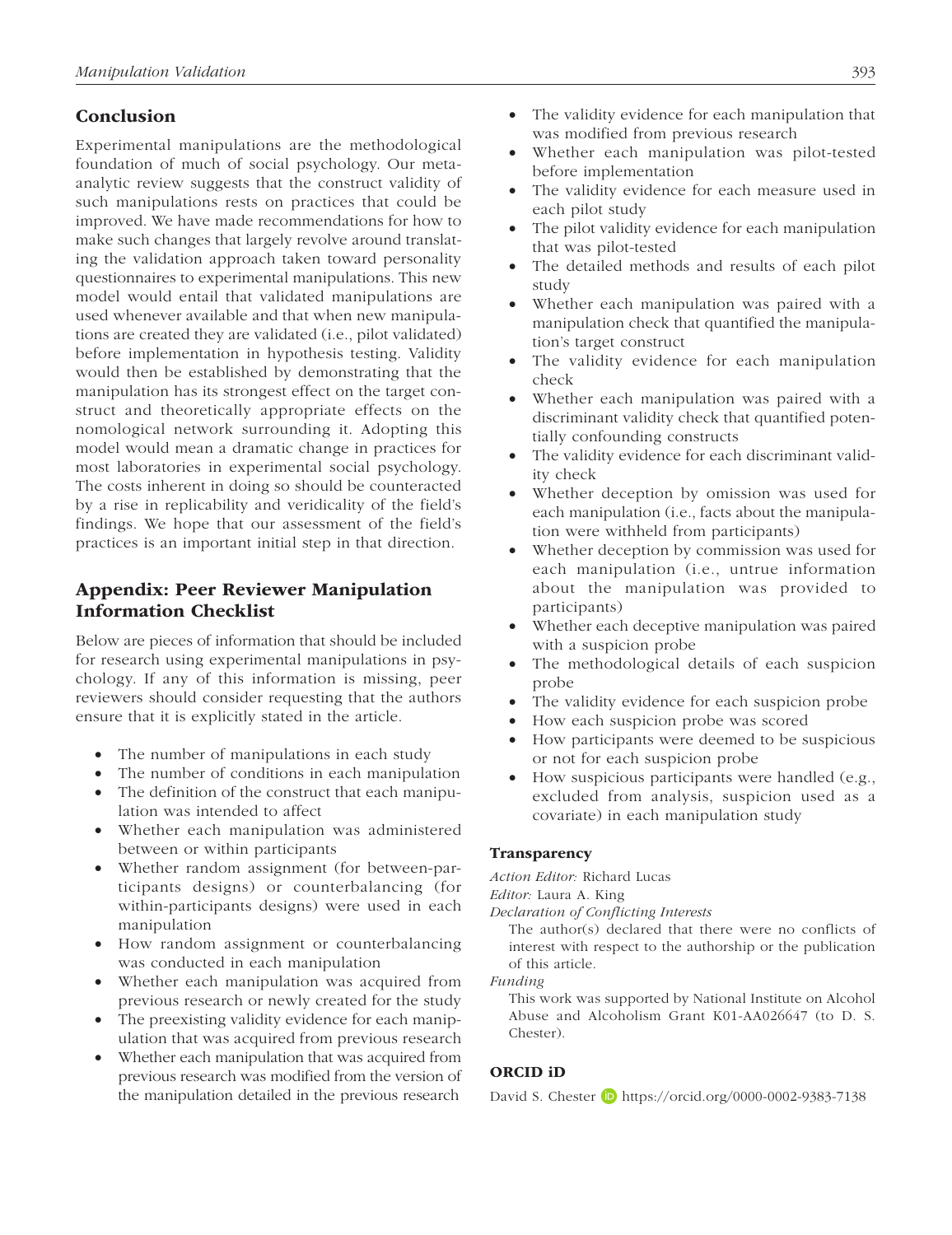## Conclusion

Experimental manipulations are the methodological foundation of much of social psychology. Our meta-analytic review suggests that the construct validity of such manipulations rests on practices that could be improved. We have made recommendations for how to make such changes that largely revolve around translating the validation approach taken toward personality questionnaires to experimental manipulations. This new model would entail that validated manipulations are used whenever available and that when new manipulations are created they are validated (i.e., pilot validated) before implementation in hypothesis testing. Validity would then be established by demonstrating that the manipulation has its strongest effect on the target construct and theoretically appropriate effects on the nomological network surrounding it. Adopting this model would mean a dramatic change in practices for most laboratories in experimental social psychology. The costs inherent in doing so should be counteracted by a rise in replicability and veridicality of the field's findings. We hope that our assessment of the field's practices is an important initial step in that direction.

## Appendix: Peer Reviewer Manipulation Information Checklist

Below are pieces of information that should be included for research using experimental manipulations in psychology. If any of this information is missing, peer reviewers should consider requesting that the authors ensure that it is explicitly stated in the article.

- The number of manipulations in each study
- The number of conditions in each manipulation
- The definition of the construct that each manipulation was intended to affect
- Whether each manipulation was administered between or within participants
- Whether random assignment (for between-participants designs) or counterbalancing (for within-participants designs) were used in each manipulation
- How random assignment or counterbalancing was conducted in each manipulation
- Whether each manipulation was acquired from previous research or newly created for the study
- The preexisting validity evidence for each manipulation that was acquired from previous research
- Whether each manipulation that was acquired from previous research was modified from the version of the manipulation detailed in the previous research
- The validity evidence for each manipulation that was modified from previous research
- Whether each manipulation was pilot-tested before implementation
- The validity evidence for each measure used in each pilot study
- The pilot validity evidence for each manipulation that was pilot-tested
- The detailed methods and results of each pilot study
- Whether each manipulation was paired with a manipulation check that quantified the manipulation's target construct
- The validity evidence for each manipulation check
- Whether each manipulation was paired with a discriminant validity check that quantified potentially confounding constructs
- The validity evidence for each discriminant validity check
- Whether deception by omission was used for each manipulation (i.e., facts about the manipulation were withheld from participants)
- Whether deception by commission was used for each manipulation (i.e., untrue information about the manipulation was provided to participants)
- Whether each deceptive manipulation was paired with a suspicion probe
- The methodological details of each suspicion probe
- The validity evidence for each suspicion probe
- How each suspicion probe was scored
- How participants were deemed to be suspicious or not for each suspicion probe
- How suspicious participants were handled (e.g., excluded from analysis, suspicion used as a covariate) in each manipulation study

### Transparency

*Action Editor:* Richard Lucas

*Editor:* Laura A. King

*Declaration of Conflicting Interests*

The author(s) declared that there were no conflicts of interest with respect to the authorship or the publication of this article.

*Funding*

This work was supported by National Institute on Alcohol Abuse and Alcoholism Grant K01-AA026647 (to D. S. Chester).

### ORCID iD

David S. Chester https://orcid.org/0000-0002-9383-7138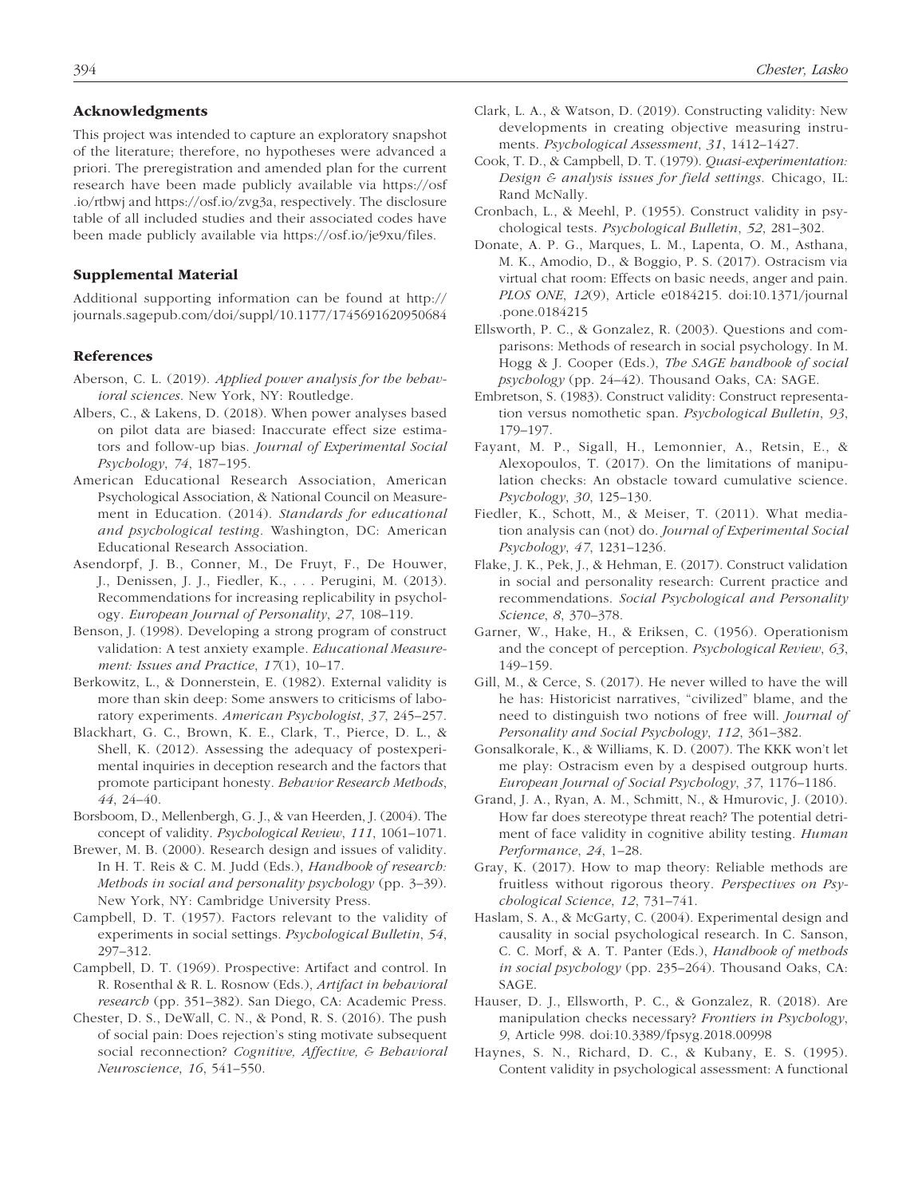## Acknowledgments

This project was intended to capture an exploratory snapshot of the literature; therefore, no hypotheses were advanced a priori. The preregistration and amended plan for the current research have been made publicly available via https://osf.io/rtbwj and https://osf.io/zvg3a, respectively. The disclosure table of all included studies and their associated codes have been made publicly available via https://osf.io/je9xu/files.

## Supplemental Material

Additional supporting information can be found at http://journals.sagepub.com/doi/suppl/10.1177/1745691620950684

## References

Aberson, C. L. (2019). *Applied power analysis for the behavioral sciences*. New York, NY: Routledge.

Albers, C., & Lakens, D. (2018). When power analyses based on pilot data are biased: Inaccurate effect size estimators and follow-up bias. *Journal of Experimental Social Psychology*, *74*, 187–195.

American Educational Research Association, American Psychological Association, & National Council on Measurement in Education. (2014). *Standards for educational and psychological testing*. Washington, DC: American Educational Research Association.

Asendorpf, J. B., Conner, M., De Fruyt, F., De Houwer, J., Denissen, J. J., Fiedler, K., . . . Perugini, M. (2013). Recommendations for increasing replicability in psychology. *European Journal of Personality*, *27*, 108–119.

Benson, J. (1998). Developing a strong program of construct validation: A test anxiety example. *Educational Measurement: Issues and Practice*, *17*(1), 10–17.

Berkowitz, L., & Donnerstein, E. (1982). External validity is more than skin deep: Some answers to criticisms of laboratory experiments. *American Psychologist*, *37*, 245–257.

Blackhart, G. C., Brown, K. E., Clark, T., Pierce, D. L., & Shell, K. (2012). Assessing the adequacy of postexperimental inquiries in deception research and the factors that promote participant honesty. *Behavior Research Methods*, *44*, 24–40.

Borsboom, D., Mellenbergh, G. J., & van Heerden, J. (2004). The concept of validity. *Psychological Review*, *111*, 1061–1071.

Brewer, M. B. (2000). Research design and issues of validity. In H. T. Reis & C. M. Judd (Eds.), *Handbook of research: Methods in social and personality psychology* (pp. 3–39). New York, NY: Cambridge University Press.

Campbell, D. T. (1957). Factors relevant to the validity of experiments in social settings. *Psychological Bulletin*, *54*, 297–312.

Campbell, D. T. (1969). Prospective: Artifact and control. In R. Rosenthal & R. L. Rosnow (Eds.), *Artifact in behavioral research* (pp. 351–382). San Diego, CA: Academic Press.

Chester, D. S., DeWall, C. N., & Pond, R. S. (2016). The push of social pain: Does rejection's sting motivate subsequent social reconnection? *Cognitive, Affective, & Behavioral Neuroscience*, *16*, 541–550.

Clark, L. A., & Watson, D. (2019). Constructing validity: New developments in creating objective measuring instruments. *Psychological Assessment*, *31*, 1412–1427.

Cook, T. D., & Campbell, D. T. (1979). *Quasi-experimentation: Design & analysis issues for field settings*. Chicago, IL: Rand McNally.

Cronbach, L., & Meehl, P. (1955). Construct validity in psychological tests. *Psychological Bulletin*, *52*, 281–302.

Donate, A. P. G., Marques, L. M., Lapenta, O. M., Asthana, M. K., Amodio, D., & Boggio, P. S. (2017). Ostracism via virtual chat room: Effects on basic needs, anger and pain. *PLOS ONE*, *12*(9), Article e0184215. doi:10.1371/journal.pone.0184215

Ellsworth, P. C., & Gonzalez, R. (2003). Questions and comparisons: Methods of research in social psychology. In M. Hogg & J. Cooper (Eds.), *The SAGE handbook of social psychology* (pp. 24–42). Thousand Oaks, CA: SAGE.

Embretson, S. (1983). Construct validity: Construct representation versus nomothetic span. *Psychological Bulletin*, *93*, 179–197.

Fayant, M. P., Sigall, H., Lemonnier, A., Retsin, E., & Alexopoulos, T. (2017). On the limitations of manipulation checks: An obstacle toward cumulative science. *Psychology*, *30*, 125–130.

Fiedler, K., Schott, M., & Meiser, T. (2011). What mediation analysis can (not) do. *Journal of Experimental Social Psychology*, *47*, 1231–1236.

Flake, J. K., Pek, J., & Hehman, E. (2017). Construct validation in social and personality research: Current practice and recommendations. *Social Psychological and Personality Science*, *8*, 370–378.

Garner, W., Hake, H., & Eriksen, C. (1956). Operationism and the concept of perception. *Psychological Review*, *63*, 149–159.

Gill, M., & Cerce, S. (2017). He never willed to have the will he has: Historicist narratives, "civilized" blame, and the need to distinguish two notions of free will. *Journal of Personality and Social Psychology*, *112*, 361–382.

Gonsalkorale, K., & Williams, K. D. (2007). The KKK won't let me play: Ostracism even by a despised outgroup hurts. *European Journal of Social Psychology*, *37*, 1176–1186.

Grand, J. A., Ryan, A. M., Schmitt, N., & Hmurovic, J. (2010). How far does stereotype threat reach? The potential detriment of face validity in cognitive ability testing. *Human Performance*, *24*, 1–28.

Gray, K. (2017). How to map theory: Reliable methods are fruitless without rigorous theory. *Perspectives on Psychological Science*, *12*, 731–741.

Haslam, S. A., & McGarty, C. (2004). Experimental design and causality in social psychological research. In C. Sanson, C. C. Morf, & A. T. Panter (Eds.), *Handbook of methods in social psychology* (pp. 235–264). Thousand Oaks, CA: SAGE.

Hauser, D. J., Ellsworth, P. C., & Gonzalez, R. (2018). Are manipulation checks necessary? *Frontiers in Psychology*, *9*, Article 998. doi:10.3389/fpsyg.2018.00998

Haynes, S. N., Richard, D. C., & Kubany, E. S. (1995). Content validity in psychological assessment: A functional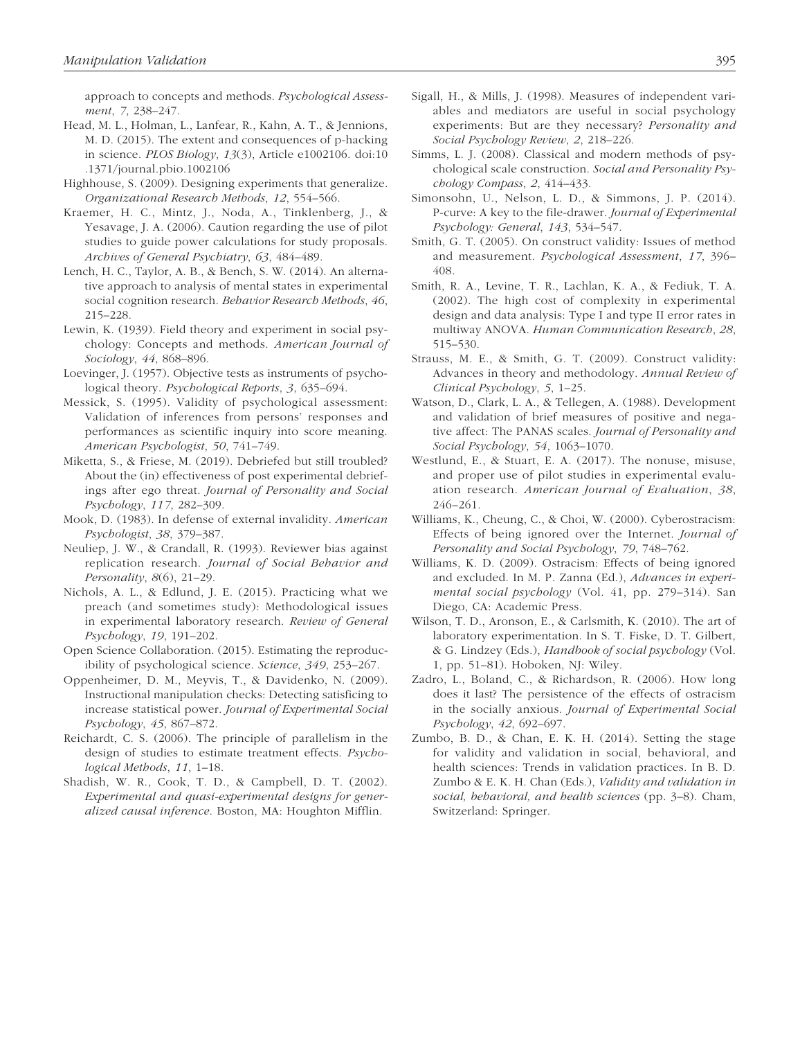approach to concepts and methods. *Psychological Assessment*, *7*, 238–247.

Head, M. L., Holman, L., Lanfear, R., Kahn, A. T., & Jennions, M. D. (2015). The extent and consequences of p-hacking in science. *PLOS Biology*, *13*(3), Article e1002106. doi:10.1371/journal.pbio.1002106

Highhouse, S. (2009). Designing experiments that generalize. *Organizational Research Methods*, *12*, 554–566.

Kraemer, H. C., Mintz, J., Noda, A., Tinklenberg, J., & Yesavage, J. A. (2006). Caution regarding the use of pilot studies to guide power calculations for study proposals. *Archives of General Psychiatry*, *63*, 484–489.

Lench, H. C., Taylor, A. B., & Bench, S. W. (2014). An alternative approach to analysis of mental states in experimental social cognition research. *Behavior Research Methods*, *46*, 215–228.

Lewin, K. (1939). Field theory and experiment in social psychology: Concepts and methods. *American Journal of Sociology*, *44*, 868–896.

Loevinger, J. (1957). Objective tests as instruments of psychological theory. *Psychological Reports*, *3*, 635–694.

Messick, S. (1995). Validity of psychological assessment: Validation of inferences from persons' responses and performances as scientific inquiry into score meaning. *American Psychologist*, *50*, 741–749.

Miketta, S., & Friese, M. (2019). Debriefed but still troubled? About the (in) effectiveness of post experimental debriefings after ego threat. *Journal of Personality and Social Psychology*, *117*, 282–309.

Mook, D. (1983). In defense of external invalidity. *American Psychologist*, *38*, 379–387.

Neuliep, J. W., & Crandall, R. (1993). Reviewer bias against replication research. *Journal of Social Behavior and Personality*, *8*(6), 21–29.

Nichols, A. L., & Edlund, J. E. (2015). Practicing what we preach (and sometimes study): Methodological issues in experimental laboratory research. *Review of General Psychology*, *19*, 191–202.

Open Science Collaboration. (2015). Estimating the reproducibility of psychological science. *Science*, *349*, 253–267.

Oppenheimer, D. M., Meyvis, T., & Davidenko, N. (2009). Instructional manipulation checks: Detecting satisficing to increase statistical power. *Journal of Experimental Social Psychology*, *45*, 867–872.

Reichardt, C. S. (2006). The principle of parallelism in the design of studies to estimate treatment effects. *Psychological Methods*, *11*, 1–18.

Shadish, W. R., Cook, T. D., & Campbell, D. T. (2002). *Experimental and quasi-experimental designs for generalized causal inference*. Boston, MA: Houghton Mifflin.

Sigall, H., & Mills, J. (1998). Measures of independent variables and mediators are useful in social psychology experiments: But are they necessary? *Personality and Social Psychology Review*, *2*, 218–226.

Simms, L. J. (2008). Classical and modern methods of psychological scale construction. *Social and Personality Psychology Compass*, *2*, 414–433.

Simonsohn, U., Nelson, L. D., & Simmons, J. P. (2014). P-curve: A key to the file-drawer. *Journal of Experimental Psychology: General*, *143*, 534–547.

Smith, G. T. (2005). On construct validity: Issues of method and measurement. *Psychological Assessment*, *17*, 396–408.

Smith, R. A., Levine, T. R., Lachlan, K. A., & Fediuk, T. A. (2002). The high cost of complexity in experimental design and data analysis: Type I and type II error rates in multiway ANOVA. *Human Communication Research*, *28*, 515–530.

Strauss, M. E., & Smith, G. T. (2009). Construct validity: Advances in theory and methodology. *Annual Review of Clinical Psychology*, *5*, 1–25.

Watson, D., Clark, L. A., & Tellegen, A. (1988). Development and validation of brief measures of positive and negative affect: The PANAS scales. *Journal of Personality and Social Psychology*, *54*, 1063–1070.

Westlund, E., & Stuart, E. A. (2017). The nonuse, misuse, and proper use of pilot studies in experimental evaluation research. *American Journal of Evaluation*, *38*, 246–261.

Williams, K., Cheung, C., & Choi, W. (2000). Cyberostracism: Effects of being ignored over the Internet. *Journal of Personality and Social Psychology*, *79*, 748–762.

Williams, K. D. (2009). Ostracism: Effects of being ignored and excluded. In M. P. Zanna (Ed.), *Advances in experimental social psychology* (Vol. 41, pp. 279–314). San Diego, CA: Academic Press.

Wilson, T. D., Aronson, E., & Carlsmith, K. (2010). The art of laboratory experimentation. In S. T. Fiske, D. T. Gilbert, & G. Lindzey (Eds.), *Handbook of social psychology* (Vol. 1, pp. 51–81). Hoboken, NJ: Wiley.

Zadro, L., Boland, C., & Richardson, R. (2006). How long does it last? The persistence of the effects of ostracism in the socially anxious. *Journal of Experimental Social Psychology*, *42*, 692–697.

Zumbo, B. D., & Chan, E. K. H. (2014). Setting the stage for validity and validation in social, behavioral, and health sciences: Trends in validation practices. In B. D. Zumbo & E. K. H. Chan (Eds.), *Validity and validation in social, behavioral, and health sciences* (pp. 3–8). Cham, Switzerland: Springer.